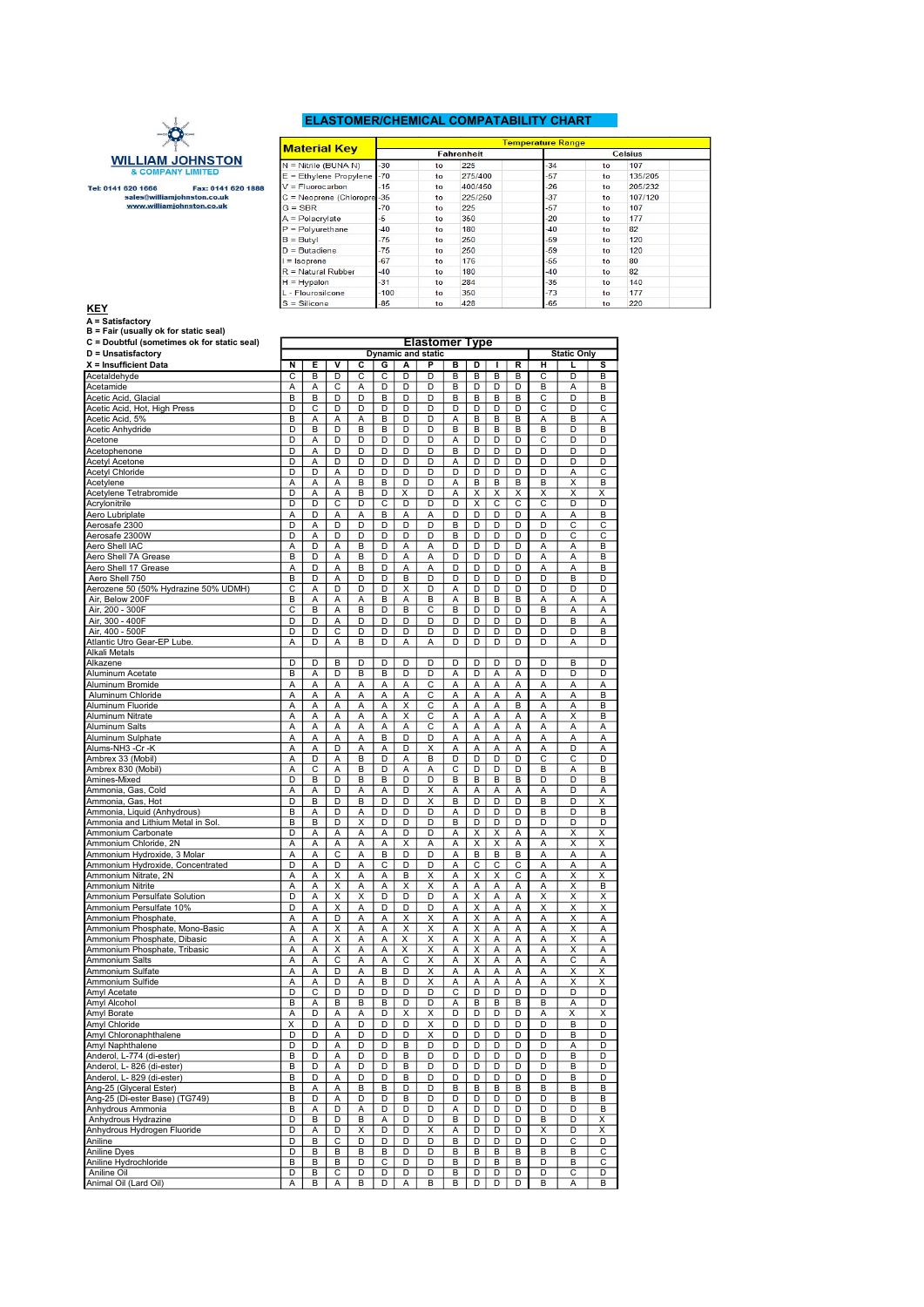# ELASTOMER/CHEMICAL COMPATABILITY CHART

**WILLIAM JOHNSTON**
& COMPANY LIMITED

Tel: 0141 620 1666 Fax: 0141 620 1888
sales@williamjohnston.co.uk
www.williamjohnston.co.uk

| Material Key | Temperature Range | | | | | |
|---|---|---|---|---|---|---|
| | Fahrenheit | | | Celsius | | |
| N = Nitrile (BUNA N) | -30 | to | 225 | -34 | to | 107 |
| E = Ethylene Propylene | -70 | to | 275/400 | -57 | to | 135/205 |
| V = Fluorocarbon | -15 | to | 400/450 | -26 | to | 205/232 |
| C = Neoprene (Chloroprene) | -35 | to | 225/250 | -37 | to | 107/120 |
| G = SBR | -70 | to | 225 | -57 | to | 107 |
| A = Polacrylate | -5 | to | 350 | -20 | to | 177 |
| P = Polyurethane | -40 | to | 180 | -40 | to | 82 |
| B = Butyl | -75 | to | 250 | -59 | to | 120 |
| D = Butadiene | -75 | to | 250 | -59 | to | 120 |
| I = Isoprene | -67 | to | 176 | -55 | to | 80 |
| R = Natural Rubber | -40 | to | 180 | -40 | to | 82 |
| H = Hypalon | -31 | to | 284 | -35 | to | 140 |
| L - Flourosilcone | -100 | to | 350 | -73 | to | 177 |
| S = Silicone | -85 | to | 428 | -65 | to | 220 |

## KEY

A = Satisfactory
B = Fair (usually ok for static seal)
C = Doubtful (sometimes ok for static seal)
D = Unsatisfactory
X = Insufficient Data

| | Elastomer Type | | | | | | | | | | | | | |
|---|---|---|---|---|---|---|---|---|---|---|---|---|---|---|
| | Dynamic and static | | | | | | | | | | | Static Only | | |
| | N | E | V | C | G | A | P | B | D | I | R | H | L | S |
| Acetaldehyde | C | B | D | C | C | D | D | B | B | B | B | C | D | B |
| Acetamide | A | A | C | A | D | D | D | B | D | D | D | B | A | B |
| Acetic Acid, Glacial | B | B | D | D | B | D | D | B | B | B | B | C | D | B |
| Acetic Acid, Hot, High Press | D | C | D | D | D | D | D | D | D | D | D | C | D | C |
| Acetic Acid, 5% | B | A | A | A | B | D | D | A | B | B | B | A | B | A |
| Acetic Anhydride | D | B | D | B | B | D | D | B | B | B | B | B | D | B |
| Acetone | D | A | D | D | D | D | D | A | D | D | D | C | D | D |
| Acetophenone | D | A | D | D | D | D | D | B | D | D | D | D | D | D |
| Acetyl Acetone | D | A | D | D | D | D | D | A | D | D | D | D | D | D |
| Acetyl Chloride | D | D | A | D | D | D | D | D | D | D | D | D | A | C |
| Acetylene | A | A | A | B | B | D | D | A | B | B | B | B | X | B |
| Acetylene Tetrabromide | D | A | A | B | D | X | D | A | X | X | X | X | X | X |
| Acrylonitrile | D | D | C | D | C | D | D | D | X | C | C | C | D | D |
| Aero Lubriplate | A | D | A | A | B | A | A | D | D | D | D | A | A | B |
| Aerosafe 2300 | D | A | D | D | D | D | D | B | D | D | D | D | C | C |
| Aerosafe 2300W | D | A | D | D | D | D | D | B | D | D | D | D | C | C |
| Aero Shell IAC | A | D | A | D | D | A | A | D | D | D | D | A | A | B |
| Aero Shell 7A Grease | B | D | A | B | D | A | A | D | D | D | D | A | A | B |
| Aero Shell 17 Grease | A | D | A | B | D | A | A | D | D | D | D | A | A | B |
| Aero Shell 750 | B | D | A | D | D | B | D | D | D | D | D | D | B | D |
| Aerozene 50 (50% Hydrazine 50% UDMH) | C | A | D | D | D | X | D | A | D | D | D | D | D | D |
| Air, Below 200F | B | A | A | A | B | A | B | A | B | B | B | A | A | A |
| Air, 200 - 300F | C | B | A | B | D | B | C | B | D | D | D | B | A | A |
| Air, 300 - 400F | D | D | A | D | D | D | D | D | D | D | D | D | B | A |
| Air, 400 - 500F | D | D | C | D | D | D | D | D | D | D | D | D | D | B |
| Atlantic Utro Gear-EP Lube. | A | D | A | B | D | A | A | D | D | D | D | D | A | D |
| Alkali Metals | | | | | | | | | | | | | | |
| Alkazene | D | D | B | D | D | D | D | D | D | D | D | D | B | D |
| Aluminum Acetate | B | A | D | B | B | D | D | A | D | A | A | D | D | D |
| Aluminum Bromide | A | A | A | A | A | A | C | A | A | A | A | A | A | A |
| Aluminum Chloride | A | A | A | A | A | A | C | A | A | A | A | A | A | B |
| Aluminum Fluoride | A | A | A | A | A | X | C | A | A | A | B | A | A | B |
| Aluminum Nitrate | A | A | A | A | A | X | C | A | A | A | A | A | X | B |
| Aluminum Salts | A | A | A | A | A | A | C | A | A | A | A | A | A | A |
| Aluminum Sulphate | A | A | A | A | B | D | D | A | A | A | A | A | A | A |
| Alums-NH3 -Cr -K | A | A | D | A | A | D | X | A | A | A | A | A | D | A |
| Ambrex 33 (Mobil) | A | D | A | D | D | A | B | D | D | D | D | C | C | D |
| Ambrex 830 (Mobil) | A | C | A | B | D | A | A | C | D | D | D | B | A | B |
| Amines-Mixed | D | B | D | B | B | D | D | B | B | B | B | D | D | B |
| Ammonia, Gas, Cold | A | A | D | A | A | D | X | A | A | A | A | A | D | A |
| Ammonia, Gas, Hot | D | B | D | B | D | D | X | B | D | D | D | B | D | X |
| Ammonia, Liquid (Anhydrous) | B | A | D | A | D | D | D | A | D | D | D | B | D | B |
| Ammonia and Lithium Metal in Sol. | B | B | D | X | D | D | D | B | D | D | D | D | D | D |
| Ammonium Carbonate | D | A | A | A | A | D | D | A | X | X | A | A | X | X |
| Ammonium Chloride, 2N | A | A | A | A | A | X | A | A | X | X | A | A | X | X |
| Ammonium Hydroxide, 3 Molar | A | A | C | A | B | D | D | A | B | B | B | A | A | A |
| Ammonium Hydroxide, Concentrated | D | A | D | A | C | D | D | A | C | C | C | A | A | A |
| Ammonium Nitrate, 2N | A | A | X | A | A | B | X | A | X | X | C | A | X | X |
| Ammonium Nitrite | A | A | X | A | A | X | X | A | A | A | A | A | X | B |
| Ammonium Persulfate Solution | D | A | X | X | D | D | D | A | X | A | A | X | X | X |
| Ammonium Persulfate 10% | D | A | X | A | D | D | D | A | X | A | A | X | X | X |
| Ammonium Phosphate, | A | A | D | A | A | X | X | A | X | A | A | A | X | A |
| Ammonium Phosphate, Mono-Basic | A | A | X | A | A | X | X | A | X | A | A | A | X | A |
| Ammonium Phosphate, Dibasic | A | A | X | A | A | X | X | A | X | A | A | A | X | A |
| Ammonium Phosphate, Tribasic | A | A | X | A | A | X | X | A | X | A | A | A | X | A |
| Ammonium Salts | A | A | C | A | A | C | X | A | X | A | A | A | C | A |
| Ammonium Sulfate | A | A | D | A | B | D | X | A | A | A | A | A | X | X |
| Ammonium Sulfide | A | A | D | A | B | D | X | A | A | A | A | A | X | X |
| Amyl Acetate | D | C | D | D | D | D | D | C | D | D | D | D | D | D |
| Amyl Alcohol | B | A | B | B | B | D | D | A | B | B | B | B | A | D |
| Amyl Borate | A | D | A | A | D | X | X | D | D | D | D | A | X | X |
| Amyl Chloride | X | D | A | D | D | D | X | D | D | D | D | D | B | D |
| Amyl Chloronaphthalene | D | D | A | D | D | D | X | D | D | D | D | D | B | D |
| Amyl Naphthalene | D | D | A | D | D | B | D | D | D | D | D | D | A | D |
| Anderol, L-774 (di-ester) | B | D | A | D | D | B | D | D | D | D | D | D | B | D |
| Anderol, L- 826 (di-ester) | B | D | A | D | D | B | D | D | D | D | D | D | B | D |
| Anderol, L- 829 (di-ester) | B | D | A | D | D | B | D | D | D | D | D | D | B | D |
| Ang-25 (Glyceral Ester) | B | A | A | B | B | D | D | B | B | B | B | B | B | B |
| Ang-25 (Di-ester Base) (TG749) | B | D | A | D | D | B | D | D | D | D | D | D | B | B |
| Anhydrous Ammonia | B | A | D | A | D | D | D | A | D | D | D | D | D | B |
| Anhydrous Hydrazine | D | B | D | B | A | D | D | B | D | D | D | B | D | X |
| Anhydrous Hydrogen Fluoride | D | A | D | X | D | D | X | A | D | D | D | X | D | X |
| Aniline | D | B | C | D | D | D | D | B | D | D | D | D | C | D |
| Aniline Dyes | D | B | B | B | B | D | D | B | B | B | B | B | B | C |
| Aniline Hydrochloride | B | B | B | D | C | D | D | B | D | B | B | D | B | C |
| Aniline Oil | D | B | C | D | D | D | D | B | D | D | D | D | C | D |
| Animal Oil (Lard Oil) | A | B | A | B | D | A | B | B | D | D | D | B | A | B |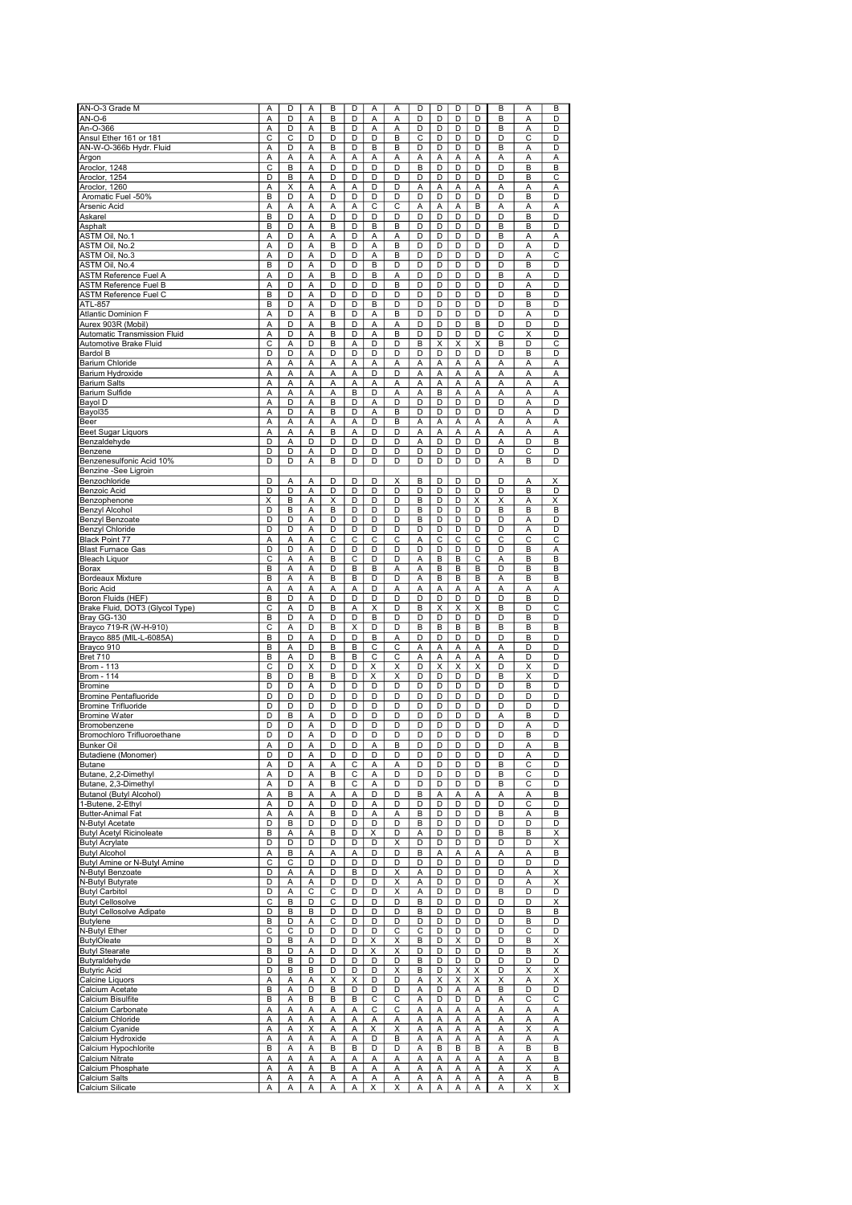| | | | | | | | | | | | | | | |
|---|---|---|---|---|---|---|---|---|---|---|---|---|---|---|
| AN-O-3 Grade M | A | D | A | B | D | A | A | D | D | D | D | B | A | B |
| AN-O-6 | A | D | A | B | D | A | A | D | D | D | D | B | A | D |
| An-O-366 | A | D | A | B | D | A | A | D | D | D | D | B | A | D |
| Ansul Ether 161 or 181 | C | C | D | D | D | D | B | C | D | D | D | D | C | D |
| AN-W-O-366b Hydr. Fluid | A | D | A | B | D | B | B | D | D | D | D | B | A | D |
| Argon | A | A | A | A | A | A | A | A | A | A | A | A | A | A |
| Aroclor, 1248 | C | B | A | D | D | D | D | B | D | D | D | D | B | B |
| Aroclor, 1254 | D | B | A | D | D | D | D | D | D | D | D | D | B | C |
| Aroclor, 1260 | A | X | A | A | A | D | D | A | A | A | A | A | A | A |
| Aromatic Fuel -50% | B | D | A | D | D | D | D | D | D | D | D | D | B | D |
| Arsenic Acid | A | A | A | A | A | C | C | A | A | A | B | A | A | A |
| Askarel | B | D | A | D | D | D | D | D | D | D | D | D | B | D |
| Asphalt | B | D | A | B | D | B | B | D | D | D | D | B | B | D |
| ASTM Oil, No.1 | A | D | A | A | D | A | A | D | D | D | D | B | A | A |
| ASTM Oil, No.2 | A | D | A | B | D | A | B | D | D | D | D | D | A | D |
| ASTM Oil, No.3 | A | D | A | D | D | A | B | D | D | D | D | D | A | C |
| ASTM Oil, No.4 | B | D | A | D | D | B | D | D | D | D | D | D | B | D |
| ASTM Reference Fuel A | A | D | A | B | D | B | A | D | D | D | D | B | A | D |
| ASTM Reference Fuel B | A | D | A | D | D | D | B | D | D | D | D | D | A | D |
| ASTM Reference Fuel C | B | D | A | D | D | D | D | D | D | D | D | D | B | D |
| ATL-857 | B | D | A | D | D | B | D | D | D | D | D | D | B | D |
| Atlantic Dominion F | A | D | A | B | D | A | B | D | D | D | D | D | A | D |
| Aurex 903R (Mobil) | A | D | A | B | D | A | A | D | D | D | B | D | D | D |
| Automatic Transmission Fluid | A | D | A | B | D | A | B | D | D | D | D | C | X | D |
| Automotive Brake Fluid | C | A | D | B | A | D | D | B | X | X | X | B | D | C |
| Bardol B | D | D | A | D | D | D | D | D | D | D | D | D | B | D |
| Barium Chloride | A | A | A | A | A | A | A | A | A | A | A | A | A | A |
| Barium Hydroxide | A | A | A | A | A | D | D | A | A | A | A | A | A | A |
| Barium Salts | A | A | A | A | A | A | A | A | A | A | A | A | A | A |
| Barium Sulfide | A | A | A | A | B | D | A | A | B | A | A | A | A | A |
| Bayol D | A | D | A | B | D | A | D | D | D | D | D | D | A | D |
| Bayol35 | A | D | A | B | D | A | B | D | D | D | D | D | A | D |
| Beer | A | A | A | A | A | D | B | A | A | A | A | A | A | A |
| Beet Sugar Liquors | A | A | A | B | A | D | D | A | A | A | A | A | A | A |
| Benzaldehyde | D | A | D | D | D | D | D | A | D | D | D | A | D | B |
| Benzene | D | D | A | D | D | D | D | D | D | D | D | D | C | D |
| Benzenesulfonic Acid 10% | D | D | A | B | D | D | D | D | D | D | D | A | B | D |
| Benzine -See Ligroin | | | | | | | | | | | | | | |
| Benzochloride | D | A | A | D | D | D | X | B | D | D | D | D | A | X |
| Benzoic Acid | D | D | A | D | D | D | D | D | D | D | D | D | B | D |
| Benzophenone | X | B | A | X | D | D | D | B | D | D | X | X | A | X |
| Benzyl Alcohol | D | B | A | B | D | D | D | B | D | D | D | B | B | B |
| Benzyl Benzoate | D | D | A | D | D | D | D | B | D | D | D | D | A | D |
| Benzyl Chloride | D | D | A | D | D | D | D | D | D | D | D | D | A | D |
| Black Point 77 | A | A | A | C | C | C | C | A | C | C | C | C | C | C |
| Blast Furnace Gas | D | D | A | D | D | D | D | D | D | D | D | D | B | A |
| Bleach Liquor | C | A | A | B | C | D | D | A | B | B | C | A | B | B |
| Borax | B | A | A | D | B | B | A | A | B | B | B | D | B | B |
| Bordeaux Mixture | B | A | A | B | B | D | D | A | B | B | B | A | B | B |
| Boric Acid | A | A | A | A | A | D | A | A | A | A | A | A | A | A |
| Boron Fluids (HEF) | B | D | A | D | D | D | D | D | D | D | D | D | B | D |
| Brake Fluid, DOT3 (Glycol Type) | C | A | D | B | A | X | D | B | X | X | X | B | D | C |
| Bray GG-130 | B | D | A | D | D | B | D | D | D | D | D | D | B | D |
| Brayco 719-R (W-H-910) | C | A | D | B | X | D | D | B | B | B | B | B | B | B |
| Brayco 885 (MIL-L-6085A) | B | D | A | D | D | B | A | D | D | D | D | D | B | D |
| Brayco 910 | B | A | D | B | B | C | C | A | A | A | A | A | D | D |
| Bret 710 | B | A | D | B | B | C | C | A | A | A | A | A | D | D |
| Brom - 113 | C | D | X | D | D | X | X | D | X | X | X | D | X | D |
| Brom - 114 | B | D | B | B | D | X | X | D | D | D | D | B | X | D |
| Bromine | D | D | A | D | D | D | D | D | D | D | D | D | B | D |
| Bromine Pentafluoride | D | D | D | D | D | D | D | D | D | D | D | D | D | D |
| Bromine Trifluoride | D | D | D | D | D | D | D | D | D | D | D | D | D | D |
| Bromine Water | D | B | A | D | D | D | D | D | D | D | D | A | B | D |
| Bromobenzene | D | D | A | D | D | D | D | D | D | D | D | D | A | D |
| Bromochloro Trifluoroethane | D | D | A | D | D | D | D | D | D | D | D | D | B | D |
| Bunker Oil | A | D | A | D | D | A | B | D | D | D | D | D | A | B |
| Butadiene (Monomer) | D | D | A | D | D | D | D | D | D | D | D | D | A | D |
| Butane | A | D | A | A | C | A | A | D | D | D | D | B | C | D |
| Butane, 2,2-Dimethyl | A | D | A | B | C | A | D | D | D | D | D | B | C | D |
| Butane, 2,3-Dimethyl | A | D | A | B | C | A | D | D | D | D | D | B | C | D |
| Butanol (Butyl Alcohol) | A | B | A | A | A | D | D | B | A | A | A | A | A | B |
| 1-Butene, 2-Ethyl | A | D | A | D | D | A | D | D | D | D | D | D | C | D |
| Butter-Animal Fat | A | A | A | B | D | A | A | B | D | D | D | B | A | B |
| N-Butyl Acetate | D | B | D | D | D | D | D | B | D | D | D | D | D | D |
| Butyl Acetyl Ricinoleate | B | A | A | B | D | X | D | A | D | D | D | B | B | X |
| Butyl Acrylate | D | D | D | D | D | D | X | D | D | D | D | D | D | X |
| Butyl Alcohol | A | B | A | A | A | D | D | B | A | A | A | A | A | B |
| Butyl Amine or N-Butyl Amine | C | C | D | D | D | D | D | D | D | D | D | D | D | D |
| N-Butyl Benzoate | D | A | A | D | B | D | X | A | D | D | D | D | A | X |
| N-Butyl Butyrate | D | A | A | D | D | D | X | A | D | D | D | D | A | X |
| Butyl Carbitol | D | A | C | C | D | D | X | A | D | D | D | B | D | D |
| Butyl Cellosolve | C | B | D | C | D | D | D | B | D | D | D | D | D | X |
| Butyl Cellosolve Adipate | D | B | B | D | D | D | D | B | D | D | D | D | B | B |
| Butylene | B | D | A | C | D | D | D | D | D | D | D | D | B | D |
| N-Butyl Ether | C | C | D | D | D | D | C | C | D | D | D | D | C | D |
| ButylOleate | D | B | A | D | D | X | X | B | D | X | D | D | B | X |
| Butyl Stearate | B | D | A | D | D | X | X | D | D | D | D | D | B | X |
| Butyraldehyde | D | B | D | D | D | D | D | B | D | D | D | D | D | D |
| Butyric Acid | D | B | B | D | D | D | X | B | D | X | X | D | X | X |
| Calcine Liquors | A | A | A | X | X | D | D | A | X | X | X | X | A | X |
| Calcium Acetate | B | A | D | B | D | D | D | A | D | A | A | B | D | D |
| Calcium Bisulfite | B | A | B | B | B | C | C | A | D | D | D | A | C | C |
| Calcium Carbonate | A | A | A | A | A | C | C | A | A | A | A | A | A | A |
| Calcium Chloride | A | A | A | A | A | A | A | A | A | A | A | A | A | A |
| Calcium Cyanide | A | A | X | A | A | X | X | A | A | A | A | A | X | A |
| Calcium Hydroxide | A | A | A | A | A | D | B | A | A | A | A | A | A | A |
| Calcium Hypochlorite | B | A | A | B | B | D | D | A | B | B | B | A | B | B |
| Calcium Nitrate | A | A | A | A | A | A | A | A | A | A | A | A | A | B |
| Calcium Phosphate | A | A | A | B | A | A | A | A | A | A | A | A | X | A |
| Calcium Salts | A | A | A | A | A | A | A | A | A | A | A | A | A | B |
| Calcium Silicate | A | A | A | A | A | X | X | A | A | A | A | A | X | X |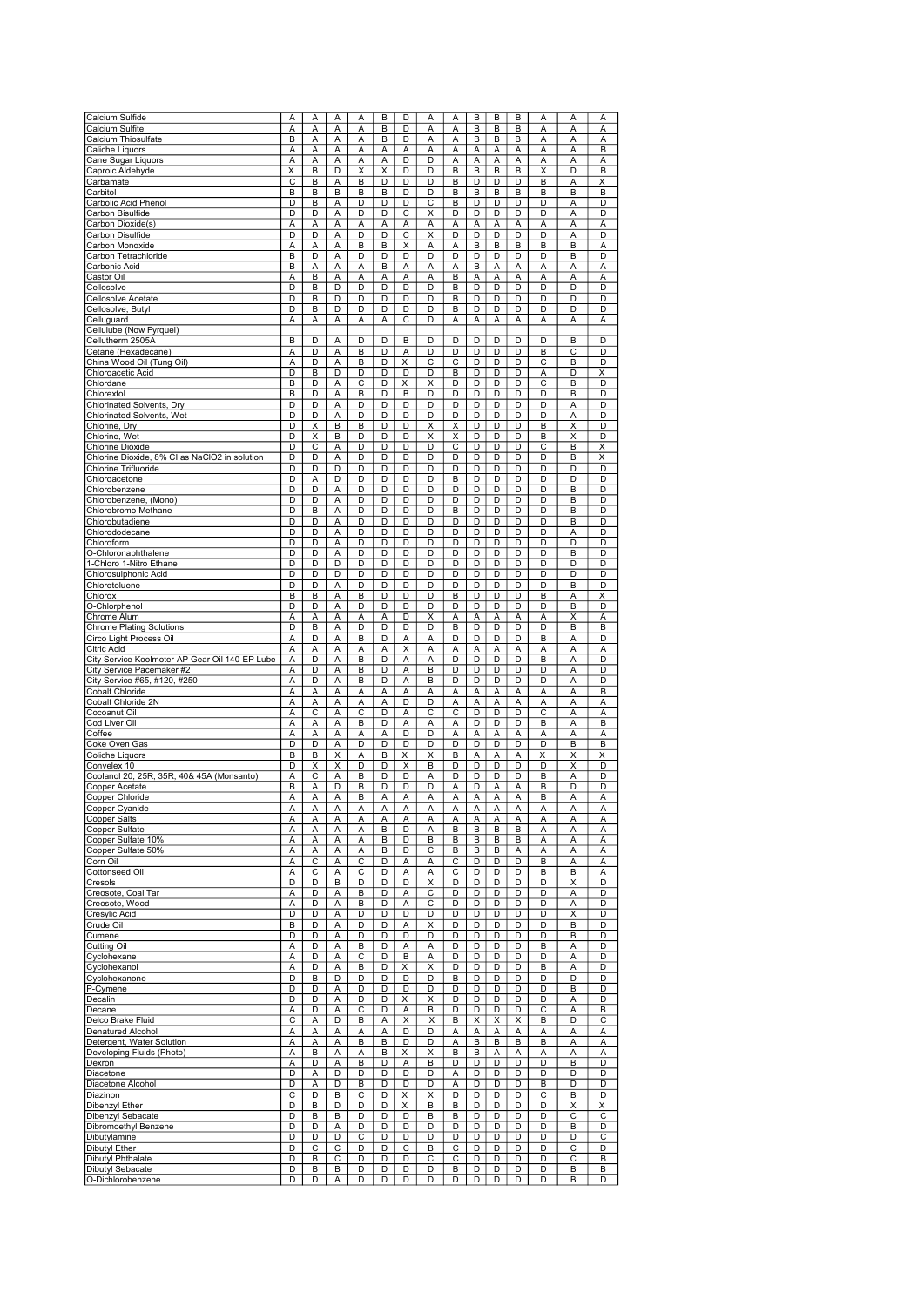| | | | | | | | | | | | | | | |
|---|---|---|---|---|---|---|---|---|---|---|---|---|---|---|
| Calcium Sulfide | A | A | A | A | B | D | A | A | B | B | B | A | A | A |
| Calcium Sulfite | A | A | A | A | B | D | A | A | B | B | B | A | A | A |
| Calcium Thiosulfate | B | A | A | A | B | D | A | A | B | B | B | A | A | A |
| Caliche Liquors | A | A | A | A | A | A | A | A | A | A | A | A | A | B |
| Cane Sugar Liquors | A | A | A | A | A | D | D | A | A | A | A | A | A | A |
| Caproic Aldehyde | X | B | D | X | X | D | D | B | B | B | B | X | D | B |
| Carbamate | C | B | A | B | D | D | D | B | D | D | D | B | A | X |
| Carbitol | B | B | B | B | B | D | D | B | B | B | B | B | B | B |
| Carbolic Acid Phenol | D | B | A | D | D | D | C | B | D | D | D | D | A | D |
| Carbon Bisulfide | D | D | A | D | D | C | X | D | D | D | D | D | A | D |
| Carbon Dioxide(s) | A | A | A | A | A | A | A | A | A | A | A | A | A | A |
| Carbon Disulfide | D | D | A | D | D | C | X | D | D | D | D | D | A | D |
| Carbon Monoxide | A | A | A | B | B | X | A | A | B | B | B | B | B | A |
| Carbon Tetrachloride | B | D | A | D | D | D | D | D | D | D | D | D | B | D |
| Carbonic Acid | B | A | A | A | B | A | A | A | B | A | A | A | A | A |
| Castor Oil | A | B | A | A | A | A | A | B | A | A | A | A | A | A |
| Cellosolve | D | B | D | D | D | D | D | B | D | D | D | D | D | D |
| Cellosolve Acetate | D | B | D | D | D | D | D | B | D | D | D | D | D | D |
| Cellosolve, Butyl | D | B | D | D | D | D | D | B | D | D | D | D | D | D |
| Celluguard | A | A | A | A | A | C | D | A | A | A | A | A | A | A |
| Cellulube (Now Fyrquel) | | | | | | | | | | | | | | |
| Cellutherm 2505A | B | D | A | D | D | B | D | D | D | D | D | D | B | D |
| Cetane (Hexadecane) | A | D | A | B | D | A | D | D | D | D | D | B | C | D |
| China Wood Oil (Tung Oil) | A | D | A | B | D | X | C | C | D | D | D | C | B | D |
| Chloroacetic Acid | D | B | D | D | D | D | D | B | D | D | D | A | D | X |
| Chlordane | B | D | A | C | D | X | X | D | D | D | D | C | B | D |
| Chlorextol | B | D | A | B | D | B | D | D | D | D | D | D | B | D |
| Chlorinated Solvents, Dry | D | D | A | D | D | D | D | D | D | D | D | D | A | D |
| Chlorinated Solvents, Wet | D | D | A | D | D | D | D | D | D | D | D | D | A | D |
| Chlorine, Dry | D | X | B | B | D | D | X | X | D | D | D | B | X | D |
| Chlorine, Wet | D | X | B | D | D | D | X | X | D | D | D | B | X | D |
| Chlorine Dioxide | D | C | A | D | D | D | D | C | D | D | D | C | B | X |
| Chlorine Dioxide, 8% Cl as NaClO2 in solution | D | D | A | D | D | D | D | D | D | D | D | D | B | X |
| Chlorine Trifluoride | D | D | D | D | D | D | D | D | D | D | D | D | D | D |
| Chloroacetone | D | A | D | D | D | D | D | B | D | D | D | D | D | D |
| Chlorobenzene | D | D | A | D | D | D | D | D | D | D | D | D | B | D |
| Chlorobenzene, (Mono) | D | D | A | D | D | D | D | D | D | D | D | D | B | D |
| Chlorobromo Methane | D | B | A | D | D | D | D | B | D | D | D | D | B | D |
| Chlorobutadiene | D | D | A | D | D | D | D | D | D | D | D | D | B | D |
| Chlorododecane | D | D | A | D | D | D | D | D | D | D | D | D | A | D |
| Chloroform | D | D | A | D | D | D | D | D | D | D | D | D | D | D |
| O-Chloronaphthalene | D | D | A | D | D | D | D | D | D | D | D | D | B | D |
| 1-Chloro 1-Nitro Ethane | D | D | D | D | D | D | D | D | D | D | D | D | D | D |
| Chlorosulphonic Acid | D | D | D | D | D | D | D | D | D | D | D | D | D | D |
| Chlorotoluene | D | D | A | D | D | D | D | D | D | D | D | D | B | D |
| Chlorox | B | B | A | B | D | D | D | B | D | D | D | B | A | X |
| O-Chlorphenol | D | D | A | D | D | D | D | D | D | D | D | D | B | D |
| Chrome Alum | A | A | A | A | A | D | X | A | A | A | A | A | X | A |
| Chrome Plating Solutions | D | B | A | D | D | D | D | B | D | D | D | D | B | B |
| Circo Light Process Oil | A | D | A | B | D | A | A | D | D | D | D | B | A | D |
| Citric Acid | A | A | A | A | A | X | A | A | A | A | A | A | A | A |
| City Service Koolmoter-AP Gear Oil 140-EP Lube | A | D | A | B | D | A | A | D | D | D | D | B | A | D |
| City Service Pacemaker #2 | A | D | A | B | D | A | B | D | D | D | D | D | A | D |
| City Service #65, #120, #250 | A | D | A | B | D | A | B | D | D | D | D | D | A | D |
| Cobalt Chloride | A | A | A | A | A | A | A | A | A | A | A | A | A | B |
| Cobalt Chloride 2N | A | A | A | A | A | D | D | A | A | A | A | A | A | A |
| Cocoanut Oil | A | C | A | C | D | A | C | C | D | D | D | C | A | A |
| Cod Liver Oil | A | A | A | B | D | A | A | A | D | D | D | B | A | B |
| Coffee | A | A | A | A | A | D | D | A | A | A | A | A | A | A |
| Coke Oven Gas | D | D | A | D | D | D | D | D | D | D | D | D | B | B |
| Coliche Liquors | B | B | X | A | B | X | X | B | A | A | A | X | X | X |
| Convelex 10 | D | X | X | D | D | X | B | D | D | D | D | D | X | D |
| Coolanol 20, 25R, 35R, 40& 45A (Monsanto) | A | C | A | B | D | D | A | D | D | D | D | B | A | D |
| Copper Acetate | B | A | D | B | D | D | D | A | D | A | A | B | D | D |
| Copper Chloride | A | A | A | B | A | A | A | A | A | A | A | B | A | A |
| Copper Cyanide | A | A | A | A | A | A | A | A | A | A | A | A | A | A |
| Copper Salts | A | A | A | A | A | A | A | A | A | A | A | A | A | A |
| Copper Sulfate | A | A | A | A | B | D | A | B | B | B | B | A | A | A |
| Copper Sulfate 10% | A | A | A | A | B | D | B | B | B | B | B | A | A | A |
| Copper Sulfate 50% | A | A | A | A | B | D | C | B | B | B | A | A | A | A |
| Corn Oil | A | C | A | C | D | A | A | C | D | D | D | B | A | A |
| Cottonseed Oil | A | C | A | C | D | A | A | C | D | D | D | B | B | A |
| Cresols | D | D | B | D | D | D | X | D | D | D | D | D | X | D |
| Creosote, Coal Tar | A | D | A | B | D | A | C | D | D | D | D | D | A | D |
| Creosote, Wood | A | D | A | B | D | A | C | D | D | D | D | D | A | D |
| Cresylic Acid | D | D | A | D | D | D | D | D | D | D | D | D | X | D |
| Crude Oil | B | D | A | D | D | A | X | D | D | D | D | D | B | D |
| Cumene | D | D | A | D | D | D | D | D | D | D | D | D | B | D |
| Cutting Oil | A | D | A | B | D | A | A | D | D | D | D | B | A | D |
| Cyclohexane | A | D | A | C | D | B | A | D | D | D | D | D | A | D |
| Cyclohexanol | A | D | A | B | D | X | X | D | D | D | D | B | A | D |
| Cyclohexanone | D | B | D | D | D | D | D | B | D | D | D | D | D | D |
| P-Cymene | D | D | A | D | D | D | D | D | D | D | D | D | B | D |
| Decalin | D | D | A | D | D | X | X | D | D | D | D | D | A | D |
| Decane | A | D | A | C | D | A | B | D | D | D | D | C | A | B |
| Delco Brake Fluid | C | A | D | B | A | X | X | B | X | X | X | B | D | C |
| Denatured Alcohol | A | A | A | A | A | D | D | A | A | A | A | A | A | A |
| Detergent, Water Solution | A | A | A | B | B | D | D | A | B | B | B | B | A | A |
| Developing Fluids (Photo) | A | B | A | A | B | X | X | B | B | A | A | A | A | A |
| Dexron | A | D | A | B | D | A | B | D | D | D | D | D | B | D |
| Diacetone | D | A | D | D | D | D | D | A | D | D | D | D | D | D |
| Diacetone Alcohol | D | A | D | B | D | D | D | A | D | D | D | B | D | D |
| Diazinon | C | D | B | C | D | X | X | D | D | D | D | C | B | D |
| Dibenzyl Ether | D | B | D | D | D | X | B | B | D | D | D | D | X | X |
| Dibenzyl Sebacate | D | B | B | D | D | D | B | B | D | D | D | D | C | C |
| Dibromoethyl Benzene | D | D | A | D | D | D | D | D | D | D | D | D | B | D |
| Dibutylamine | D | D | D | C | D | D | D | D | D | D | D | D | D | C |
| Dibutyl Ether | D | C | C | D | D | C | B | C | D | D | D | D | C | D |
| Dibutyl Phthalate | D | B | C | D | D | D | C | C | D | D | D | D | C | B |
| Dibutyl Sebacate | D | B | B | D | D | D | D | B | D | D | D | D | B | B |
| O-Dichlorobenzene | D | D | A | D | D | D | D | D | D | D | D | D | B | D |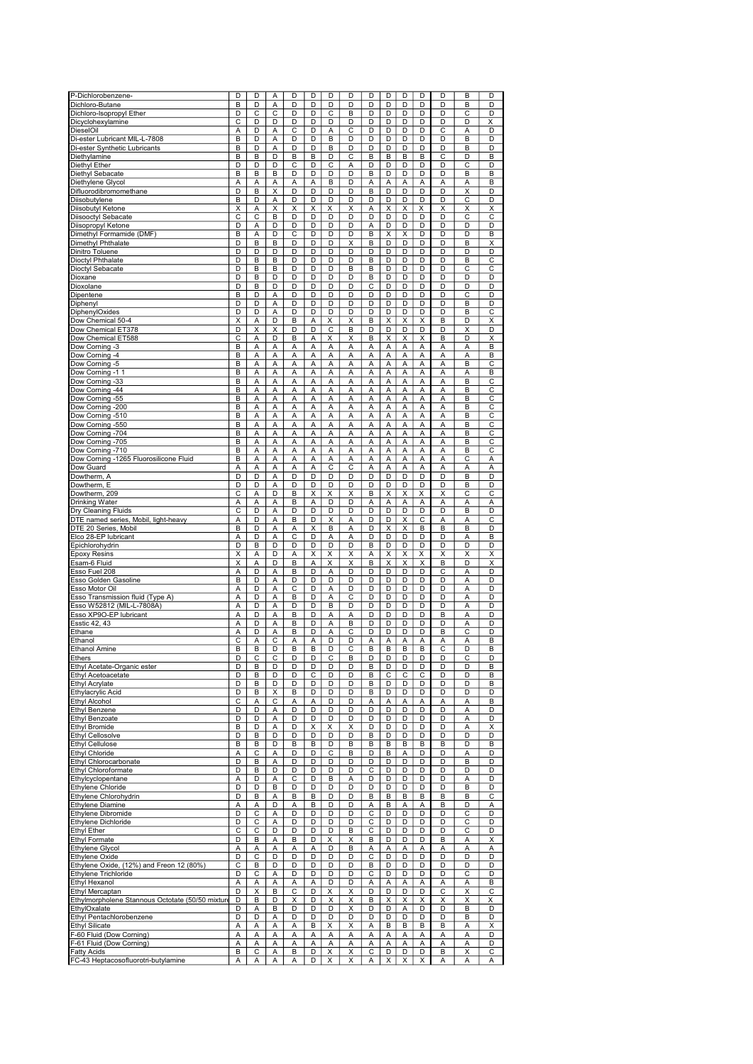| | | | | | | | | | | | | | | |
|---|---|---|---|---|---|---|---|---|---|---|---|---|---|---|
| P-Dichlorobenzene- | D | D | A | D | D | D | D | D | D | D | D | D | B | D |
| Dichloro-Butane | B | D | A | D | D | D | D | D | D | D | D | D | B | D |
| Dichloro-Isopropyl Ether | D | C | C | D | D | C | B | D | D | D | D | D | C | D |
| Dicyclohexylamine | C | D | D | D | D | D | D | D | D | D | D | D | D | X |
| DieselOil | A | D | A | C | D | A | C | D | D | D | D | C | A | D |
| Di-ester Lubricant MIL-L-7808 | B | D | A | D | D | B | D | D | D | D | D | D | B | D |
| Di-ester Synthetic Lubricants | B | D | A | D | D | B | D | D | D | D | D | D | B | D |
| Diethylamine | B | B | D | B | B | D | C | B | B | B | B | C | D | B |
| Diethyl Ether | D | D | D | C | D | C | A | D | D | D | D | D | C | D |
| Diethyl Sebacate | B | B | B | D | D | D | D | B | D | D | D | D | B | B |
| Diethylene Glycol | A | A | A | A | A | B | D | A | A | A | A | A | A | B |
| Difluorodibromomethane | D | B | X | D | D | D | D | B | D | D | D | D | X | D |
| Diisobutylene | B | D | A | D | D | D | D | D | D | D | D | D | C | D |
| Diisobutyl Ketone | X | A | X | X | X | X | X | A | X | X | X | X | X | X |
| Diisooctyl Sebacate | C | C | B | D | D | D | D | D | D | D | D | D | C | C |
| Diisopropyl Ketone | D | A | D | D | D | D | D | A | D | D | D | D | D | D |
| Dimethyl Formamide (DMF) | B | A | D | C | D | D | D | B | X | X | D | D | D | B |
| Dimethyl Phthalate | D | B | B | D | D | D | X | B | D | D | D | D | B | X |
| Dinitro Toluene | D | D | D | D | D | D | D | D | D | D | D | D | D | D |
| Dioctyl Phthalate | D | B | B | D | D | D | D | B | D | D | D | D | B | C |
| Dioctyl Sebacate | D | B | B | D | D | D | B | B | D | D | D | D | C | C |
| Dioxane | D | B | D | D | D | D | D | B | D | D | D | D | D | D |
| Dioxolane | D | B | D | D | D | D | D | C | D | D | D | D | D | D |
| Dipentene | B | D | A | D | D | D | D | D | D | D | D | D | C | D |
| Diphenyl | D | D | A | D | D | D | D | D | D | D | D | D | B | D |
| DiphenylOxides | D | D | A | D | D | D | D | D | D | D | D | D | B | C |
| Dow Chemical 50-4 | X | A | D | B | A | X | X | B | X | X | X | B | D | X |
| Dow Chemical ET378 | D | X | X | D | D | C | B | D | D | D | D | D | X | D |
| Dow Chemical ET588 | C | A | D | B | A | X | X | B | X | X | X | B | D | X |
| Dow Corning -3 | B | A | A | A | A | A | A | A | A | A | A | A | A | B |
| Dow Corning -4 | B | A | A | A | A | A | A | A | A | A | A | A | A | B |
| Dow Corning -5 | B | A | A | A | A | A | A | A | A | A | A | A | B | C |
| Dow Corning -1 1 | B | A | A | A | A | A | A | A | A | A | A | A | A | B |
| Dow Corning -33 | B | A | A | A | A | A | A | A | A | A | A | A | B | C |
| Dow Corning -44 | B | A | A | A | A | A | A | A | A | A | A | A | B | C |
| Dow Corning -55 | B | A | A | A | A | A | A | A | A | A | A | A | B | C |
| Dow Corning -200 | B | A | A | A | A | A | A | A | A | A | A | A | B | C |
| Dow Corning -510 | B | A | A | A | A | A | A | A | A | A | A | A | B | C |
| Dow Corning -550 | B | A | A | A | A | A | A | A | A | A | A | A | B | C |
| Dow Corning -704 | B | A | A | A | A | A | A | A | A | A | A | A | B | C |
| Dow Corning -705 | B | A | A | A | A | A | A | A | A | A | A | A | B | C |
| Dow Corning -710 | B | A | A | A | A | A | A | A | A | A | A | A | B | C |
| Dow Corning -1265 Fluorosilicone Fluid | B | A | A | A | A | A | A | A | A | A | A | A | C | A |
| Dow Guard | A | A | A | A | A | C | C | A | A | A | A | A | A | A |
| Dowtherm, A | D | D | A | D | D | D | D | D | D | D | D | D | B | D |
| Dowtherm, E | D | D | A | D | D | D | D | D | D | D | D | D | B | D |
| Dowtherm, 209 | C | A | D | B | X | X | X | B | X | X | X | X | C | C |
| Drinking Water | A | A | A | B | A | D | D | A | A | A | A | A | A | A |
| Dry Cleaning Fluids | C | D | A | D | D | D | D | D | D | D | D | D | B | D |
| DTE named series, Mobil, light-heavy | A | D | A | B | D | X | A | D | D | X | C | A | A | C |
| DTE 20 Series, Mobil | B | D | A | A | X | B | A | D | X | X | B | B | B | D |
| Elco 28-EP lubricant | A | D | A | C | D | A | A | D | D | D | D | D | A | B |
| Epichlorohydrin | D | B | D | D | D | D | D | B | D | D | D | D | D | D |
| Epoxy Resins | X | A | D | A | X | X | X | A | X | X | X | X | X | X |
| Esam-6 Fluid | X | A | D | B | A | X | X | B | X | X | X | B | D | X |
| Esso Fuel 208 | A | D | A | B | D | A | D | D | D | D | D | C | A | D |
| Esso Golden Gasoline | B | D | A | D | D | D | D | D | D | D | D | D | A | D |
| Esso Motor Oil | A | D | A | C | D | A | D | D | D | D | D | D | A | D |
| Esso Transmission fluid (Type A) | A | D | A | B | D | A | C | D | D | D | D | D | A | D |
| Esso W52812 (MIL-L-7808A) | A | D | A | D | D | B | D | D | D | D | D | D | A | D |
| Esso XP9O-EP lubricant | A | D | A | B | D | A | A | D | D | D | D | B | A | D |
| Esstic 42, 43 | A | D | A | B | D | A | B | D | D | D | D | D | A | D |
| Ethane | A | D | A | B | D | A | C | D | D | D | D | B | C | D |
| Ethanol | C | A | C | A | A | D | D | A | A | A | A | A | A | B |
| Ethanol Amine | B | B | D | B | B | D | C | B | B | B | B | C | D | B |
| Ethers | D | C | C | D | D | C | B | D | D | D | D | D | C | D |
| Ethyl Acetate-Organic ester | D | B | D | D | D | D | D | B | D | D | D | D | D | B |
| Ethyl Acetoacetate | D | B | D | D | C | D | D | B | C | C | C | D | D | B |
| Ethyl Acrylate | D | B | D | D | D | D | D | B | D | D | D | D | D | B |
| Ethylacrylic Acid | D | B | X | B | D | D | D | B | D | D | D | D | D | D |
| Ethyl Alcohol | C | A | C | A | A | D | D | A | A | A | A | A | A | B |
| Ethyl Benzene | D | D | A | D | D | D | D | D | D | D | D | D | A | D |
| Ethyl Benzoate | D | D | A | D | D | D | D | D | D | D | D | D | A | D |
| Ethyl Bromide | B | D | A | D | X | X | X | D | D | D | D | D | A | X |
| Ethyl Cellosolve | D | B | D | D | D | D | D | B | D | D | D | D | D | D |
| Ethyl Cellulose | B | B | D | B | B | D | B | B | B | B | B | B | D | B |
| Ethyl Chloride | A | C | A | D | D | C | B | D | B | A | D | D | A | D |
| Ethyl Chlorocarbonate | D | B | A | D | D | D | D | D | D | D | D | D | B | D |
| Ethyl Chloroformate | D | B | D | D | D | D | D | C | D | D | D | D | D | D |
| Ethylcyclopentane | A | D | A | C | D | B | A | D | D | D | D | D | A | D |
| Ethylene Chloride | D | D | B | D | D | D | D | D | D | D | D | D | B | D |
| Ethylene Chlorohydrin | D | B | A | B | B | D | D | B | B | B | B | B | B | C |
| Ethylene Diamine | A | A | D | A | B | D | D | A | B | A | A | B | D | A |
| Ethylene Dibromide | D | C | A | D | D | D | D | C | D | D | D | D | C | D |
| Ethylene Dichloride | D | C | A | D | D | D | D | C | D | D | D | D | C | D |
| Ethyl Ether | C | C | D | D | D | D | B | C | D | D | D | D | C | D |
| Ethyl Formate | D | B | A | B | D | X | X | B | D | D | D | B | A | X |
| Ethylene Glycol | A | A | A | A | A | D | B | A | A | A | A | A | A | A |
| Ethylene Oxide | D | C | D | D | D | D | D | C | D | D | D | D | D | D |
| Ethylene Oxide, (12%) and Freon 12 (80%) | C | B | D | D | D | D | D | B | D | D | D | D | D | D |
| Ethylene Trichloride | D | C | A | D | D | D | D | C | D | D | D | D | C | D |
| Ethyl Hexanol | A | A | A | A | A | D | D | A | A | A | A | A | A | B |
| Ethyl Mercaptan | D | X | B | C | D | X | X | D | D | D | D | C | X | C |
| Ethylmorphlene Stannous Octotate (50/50 mixture | D | B | D | X | D | X | X | B | X | X | X | X | X | X |
| EthylOxalate | D | A | B | D | D | D | X | D | D | A | D | D | B | D |
| Ethyl Pentachlorobenzene | D | D | A | D | D | D | D | D | D | D | D | D | B | D |
| Ethyl Silicate | A | A | A | A | B | X | X | A | B | B | B | B | A | X |
| F-60 Fluid (Dow Corning) | A | A | A | A | A | A | A | A | A | A | A | A | A | D |
| F-61 Fluid (Dow Corning) | A | A | A | A | A | A | A | A | A | A | A | A | A | D |
| Fatty Acids | B | C | A | B | D | X | X | C | D | D | D | B | X | C |
| FC-43 Heptacosofluorotri-butylamine | A | A | A | A | D | X | X | A | X | X | X | A | A | A |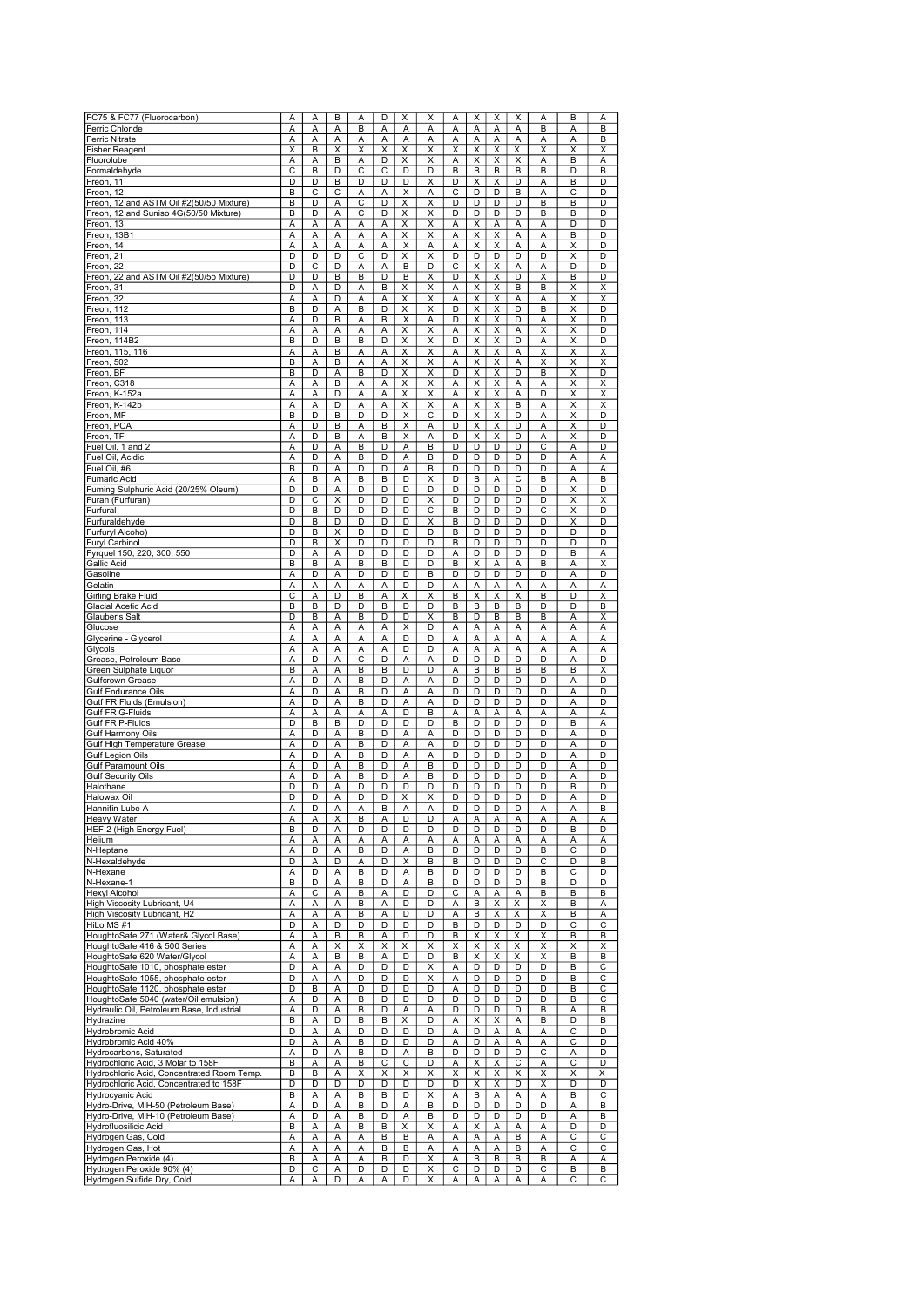| | | | | | | | | | | | | | | |
|---|---|---|---|---|---|---|---|---|---|---|---|---|---|---|
| FC75 & FC77 (Fluorocarbon) | A | A | B | A | D | X | X | A | X | X | X | A | B | A |
| Ferric Chloride | A | A | A | B | A | A | A | A | A | A | A | B | A | B |
| Ferric Nitrate | A | A | A | A | A | A | A | A | A | A | A | A | A | B |
| Fisher Reagent | X | B | X | X | X | X | X | X | X | X | X | X | X | X |
| Fluorolube | A | A | B | A | D | X | X | A | X | X | X | A | B | A |
| Formaldehyde | C | B | D | C | C | D | D | B | B | B | B | B | D | B |
| Freon, 11 | D | D | B | D | D | D | X | D | X | X | D | A | B | D |
| Freon, 12 | B | C | C | A | A | X | A | C | D | D | B | A | C | D |
| Freon, 12 and ASTM Oil #2(50/50 Mixture) | B | D | A | C | D | X | X | D | D | D | D | B | B | D |
| Freon, 12 and Suniso 4G(50/50 Mixture) | B | D | A | C | D | X | X | D | D | D | D | B | B | D |
| Freon, 13 | A | A | A | A | A | X | X | A | X | A | A | A | D | D |
| Freon, 13B1 | A | A | A | A | A | X | X | A | X | X | A | A | B | D |
| Freon, 14 | A | A | A | A | A | X | A | A | X | X | A | A | X | D |
| Freon, 21 | D | D | D | C | D | X | X | D | D | D | D | D | X | D |
| Freon, 22 | D | C | D | A | A | B | D | C | X | X | A | A | D | D |
| Freon, 22 and ASTM Oil #2(50/5o Mixture) | D | D | B | B | D | B | X | D | X | X | D | X | B | D |
| Freon, 31 | D | A | D | A | B | X | X | A | X | X | B | B | X | X |
| Freon, 32 | A | A | D | A | A | X | X | A | X | X | A | A | X | X |
| Freon, 112 | B | D | A | B | D | X | X | D | X | X | D | B | X | D |
| Freon, 113 | A | D | B | A | B | X | A | D | X | X | D | A | X | D |
| Freon, 114 | A | A | A | A | A | X | X | A | X | X | A | X | X | D |
| Freon, 114B2 | B | D | B | B | D | X | X | D | X | X | D | A | X | D |
| Freon, 115, 116 | A | A | B | A | A | X | X | A | X | X | A | X | X | X |
| Freon, 502 | B | A | B | A | A | X | X | A | X | X | A | X | X | X |
| Freon, BF | B | D | A | B | D | X | X | D | X | X | D | B | X | D |
| Freon, C318 | A | A | B | A | A | X | X | A | X | X | A | A | X | X |
| Freon, K-152a | A | A | D | A | A | X | X | A | X | X | A | D | X | X |
| Freon, K-142b | A | A | D | A | A | X | X | A | X | X | B | A | X | X |
| Freon, MF | B | D | B | D | D | X | C | D | X | X | D | A | X | D |
| Freon, PCA | A | D | B | A | B | X | A | D | X | X | D | A | X | D |
| Freon, TF | A | D | B | A | B | X | A | D | X | X | D | A | X | D |
| Fuel Oil, 1 and 2 | A | D | A | B | D | A | B | D | D | D | D | C | A | D |
| Fuel Oil, Acidic | A | D | A | B | D | A | B | D | D | D | D | D | A | A |
| Fuel Oil, #6 | B | D | A | D | D | A | B | D | D | D | D | D | A | A |
| Fumaric Acid | A | B | A | B | B | D | X | D | B | A | C | B | A | B |
| Fuming Sulphuric Acid (20/25% Oleum) | D | D | A | D | D | D | D | D | D | D | D | D | X | D |
| Furan (Furfuran) | D | C | X | D | D | D | X | D | D | D | D | D | X | X |
| Furfural | D | B | D | D | D | D | C | B | D | D | D | C | X | D |
| Furfuraldehyde | D | B | D | D | D | D | X | B | D | D | D | D | X | D |
| Furfuryl Alcoho) | D | B | X | D | D | D | D | B | D | D | D | D | D | D |
| Furyl Carbinol | D | B | X | D | D | D | D | B | D | D | D | D | D | D |
| Fyrquel 150, 220, 300, 550 | D | A | A | D | D | D | D | A | D | D | D | D | B | A |
| Gallic Acid | B | B | A | B | B | D | D | B | X | A | A | B | A | X |
| Gasoline | A | D | A | D | D | D | B | D | D | D | D | D | A | D |
| Gelatin | A | A | A | A | A | D | D | A | A | A | A | A | A | A |
| Girling Brake Fluid | C | A | D | B | A | X | X | B | X | X | X | B | D | X |
| Glacial Acetic Acid | B | B | D | D | B | D | D | B | B | B | B | D | D | B |
| Glauber's Salt | D | B | A | B | D | D | X | B | D | B | B | B | A | X |
| Glucose | A | A | A | A | A | X | D | A | A | A | A | A | A | A |
| Glycerine - Glycerol | A | A | A | A | A | D | D | A | A | A | A | A | A | A |
| Glycols | A | A | A | A | A | D | D | A | A | A | A | A | A | A |
| Grease, Petroleum Base | A | D | A | C | D | A | A | D | D | D | D | D | A | D |
| Green Sulphate Liquor | B | A | A | B | B | D | D | A | B | B | B | B | B | X |
| Gulfcrown Grease | A | D | A | B | D | A | A | D | D | D | D | D | A | D |
| Gulf Endurance Oils | A | D | A | B | D | A | A | D | D | D | D | D | A | D |
| Gutf FR Fluids (Emulsion) | A | D | A | B | D | A | A | D | D | D | D | D | A | D |
| Gulf FR G-Fluids | A | A | A | A | A | D | B | A | A | A | A | A | A | A |
| Gulf FR P-Fluids | D | B | B | D | D | D | D | B | D | D | D | D | B | A |
| Gulf Harmony Oils | A | D | A | B | D | A | A | D | D | D | D | D | A | D |
| Gulf High Temperature Grease | A | D | A | B | D | A | A | D | D | D | D | D | A | D |
| Gulf Legion Oils | A | D | A | B | D | A | A | D | D | D | D | D | A | D |
| Gulf Paramount Oils | A | D | A | B | D | A | B | D | D | D | D | D | A | D |
| Gulf Security Oils | A | D | A | B | D | A | B | D | D | D | D | D | A | D |
| Halothane | D | D | A | D | D | D | D | D | D | D | D | D | B | D |
| Halowax Oil | D | D | A | D | D | X | X | D | D | D | D | D | A | D |
| Hannifin Lube A | A | D | A | A | B | A | A | D | D | D | D | A | A | B |
| Heavy Water | A | A | X | B | A | D | D | A | A | A | A | A | A | A |
| HEF-2 (High Energy Fuel) | B | D | A | D | D | D | D | D | D | D | D | D | B | D |
| Helium | A | A | A | A | A | A | A | A | A | A | A | A | A | A |
| N-Heptane | A | D | A | B | D | A | B | D | D | D | D | B | C | D |
| N-Hexaldehyde | D | A | D | A | D | X | B | B | D | D | D | C | D | B |
| N-Hexane | A | D | A | B | D | A | B | D | D | D | D | B | C | D |
| N-Hexane-1 | B | D | A | B | D | A | B | D | D | D | D | B | D | D |
| Hexyl Alcohol | A | C | A | B | A | D | D | C | A | A | A | B | B | B |
| High Viscosity Lubricant, U4 | A | A | A | B | A | D | D | A | B | X | X | X | B | A |
| High Viscosity Lubricant, H2 | A | A | A | B | A | D | D | A | B | X | X | X | B | A |
| HiLo MS #1 | D | A | D | D | D | D | D | B | D | D | D | D | C | C |
| HoughtoSafe 271 (Water& Glycol Base) | A | A | B | B | A | D | D | B | X | X | X | X | B | B |
| HoughtoSafe 416 & 500 Series | A | A | X | X | X | X | X | X | X | X | X | X | X | X |
| HoughtoSafe 620 Water/Glycol | A | A | B | B | A | D | D | B | X | X | X | X | B | B |
| HoughtoSafe 1010, phosphate ester | D | A | A | D | D | D | X | A | D | D | D | D | B | C |
| HoughtoSafe 1055, phosphate ester | D | A | A | D | D | D | X | A | D | D | D | D | B | C |
| HoughtoSafe 1120, phosphate ester | D | B | A | D | D | D | D | A | D | D | D | D | B | C |
| HoughtoSafe 5040 (water/Oil emulsion) | A | D | A | B | D | D | D | D | D | D | D | D | B | C |
| Hydraulic Oil, Petroleum Base, Industrial | A | D | A | B | D | A | A | D | D | D | D | B | A | B |
| Hydrazine | B | A | D | B | B | X | D | A | X | X | A | B | D | B |
| Hydrobromic Acid | D | A | A | D | D | D | D | A | D | A | A | A | C | D |
| Hydrobromic Acid 40% | D | A | A | B | D | D | D | A | D | A | A | A | C | D |
| Hydrocarbons, Saturated | A | D | A | B | D | A | B | D | D | D | D | C | A | D |
| Hydrochloric Acid, 3 Molar to 158F | B | A | A | B | C | C | D | A | X | X | C | A | C | D |
| Hydrochloric Acid, Concentrated Room Temp. | B | B | A | X | X | X | X | X | X | X | X | X | X | X |
| Hydrochloric Acid, Concentrated to 158F | D | D | D | D | D | D | D | D | X | X | D | X | D | D |
| Hydrocyanic Acid | B | A | A | B | B | D | X | A | B | A | A | A | B | C |
| Hydro-Drive, MIH-50 (Petroleum Base) | A | D | A | B | D | A | B | D | D | D | D | D | A | B |
| Hydro-Drive, MIH-10 (Petroleum Base) | A | D | A | B | D | A | B | D | D | D | D | D | A | B |
| Hydrofluosilicic Acid | B | A | A | B | B | X | X | A | X | A | A | A | D | D |
| Hydrogen Gas, Cold | A | A | A | A | B | B | A | A | A | A | B | A | C | C |
| Hydrogen Gas, Hot | A | A | A | A | B | B | A | A | A | A | B | A | C | C |
| Hydrogen Peroxide (4) | B | A | A | A | B | D | X | A | B | B | B | B | A | A |
| Hydrogen Peroxide 90% (4) | D | C | A | D | D | D | X | C | D | D | D | C | B | B |
| Hydrogen Sulfide Dry, Cold | A | A | D | A | A | D | X | A | A | A | A | A | C | C |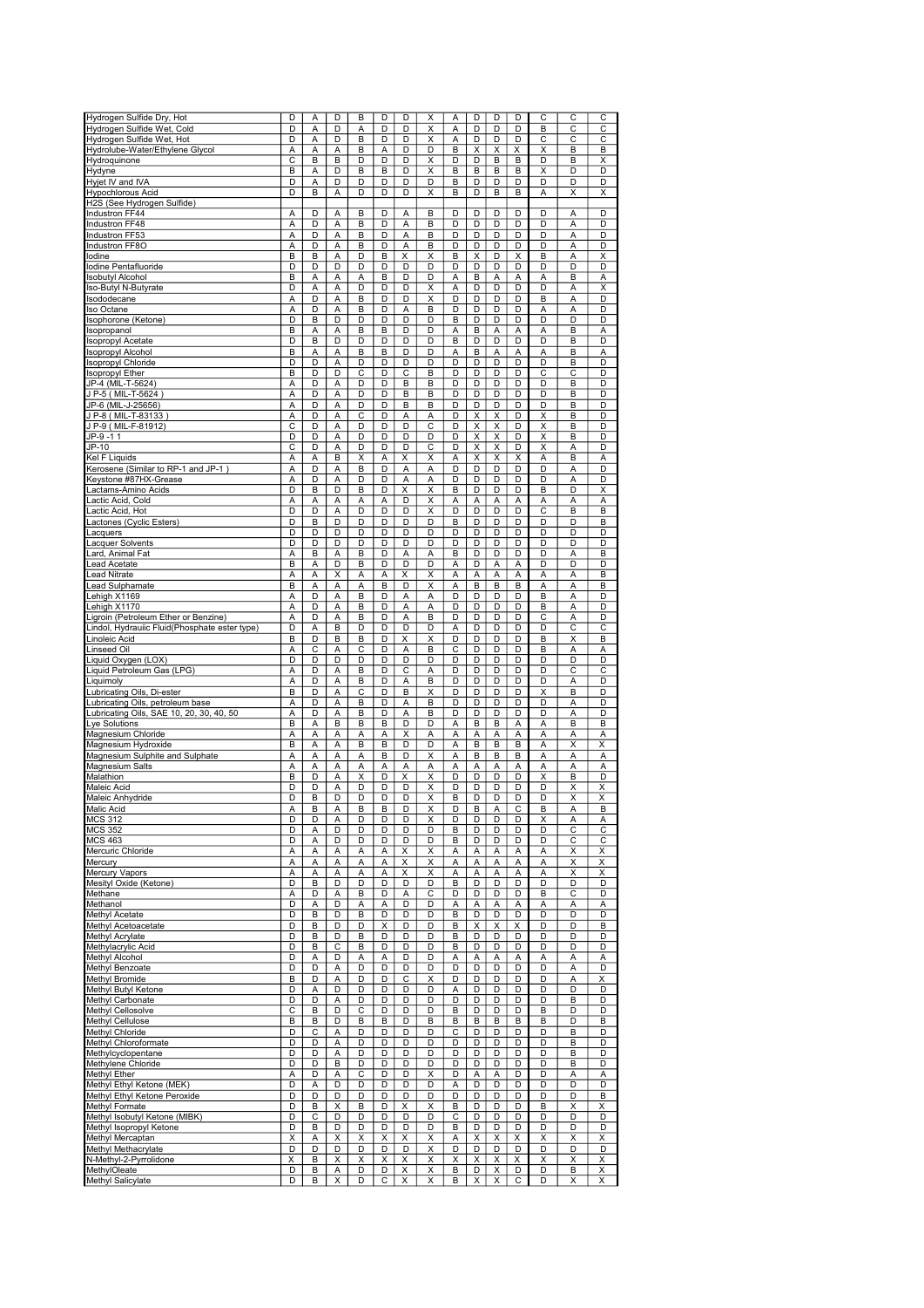| | | | | | | | | | | | | | | |
|---|---|---|---|---|---|---|---|---|---|---|---|---|---|---|
| Hydrogen Sulfide Dry, Hot | D | A | D | B | D | D | X | A | D | D | D | C | C | C |
| Hydrogen Sulfide Wet, Cold | D | A | D | A | D | D | X | A | D | D | D | B | C | C |
| Hydrogen Sulfide Wet, Hot | D | A | D | B | D | D | X | A | D | D | D | C | C | C |
| Hydrolube-Water/Ethylene Glycol | A | A | A | B | A | D | D | B | X | X | X | X | B | B |
| Hydroquinone | C | B | B | D | D | D | X | D | D | B | B | D | B | X |
| Hydyne | B | A | D | B | B | D | X | B | B | B | B | X | D | D |
| Hyjet IV and IVA | D | A | D | D | D | D | D | B | D | D | D | D | D | D |
| Hypochlorous Acid | D | B | A | D | D | D | X | B | D | B | B | A | X | X |
| H2S (See Hydrogen Sulfide) | | | | | | | | | | | | | | |
| Industron FF44 | A | D | A | B | D | A | B | D | D | D | D | D | A | D |
| Industron FF48 | A | D | A | B | D | A | B | D | D | D | D | D | A | D |
| Industron FF53 | A | D | A | B | D | A | B | D | D | D | D | D | A | D |
| Industron FF8O | A | D | A | B | D | A | B | D | D | D | D | D | A | D |
| Iodine | B | B | A | D | B | X | X | B | X | D | X | B | A | X |
| Iodine Pentafluoride | D | D | D | D | D | D | D | D | D | D | D | D | D | D |
| Isobutyl Alcohol | B | A | A | A | B | D | D | A | B | A | A | A | B | A |
| Iso-Butyl N-Butyrate | D | A | A | D | D | D | X | A | D | D | D | D | A | X |
| Isododecane | A | D | A | B | D | D | X | D | D | D | D | B | A | D |
| Iso Octane | A | D | A | B | D | A | B | D | D | D | D | A | A | D |
| Isophorone (Ketone) | D | B | D | D | D | D | D | B | D | D | D | D | D | D |
| Isopropanol | B | A | A | B | B | D | D | A | B | A | A | A | B | A |
| Isopropyl Acetate | D | B | D | D | D | D | D | B | D | D | D | D | B | D |
| Isopropyl Alcohol | B | A | A | B | B | D | D | A | B | A | A | A | B | A |
| Isopropyl Chloride | D | D | A | D | D | D | D | D | D | D | D | D | B | D |
| Isopropyl Ether | B | D | D | C | D | C | B | D | D | D | D | C | C | D |
| JP-4 (MIL-T-5624) | A | D | A | D | D | B | B | D | D | D | D | D | B | D |
| J P-5 ( MIL-T-5624 ) | A | D | A | D | D | B | B | D | D | D | D | D | B | D |
| JP-6 (MIL-J-25656) | A | D | A | D | D | B | B | D | D | D | D | D | B | D |
| J P-8 ( MIL-T-83133 ) | A | D | A | C | D | A | A | D | X | X | D | X | B | D |
| J P-9 ( MIL-F-81912) | C | D | A | D | D | D | C | D | X | X | D | X | B | D |
| JP-9 -1 1 | D | D | A | D | D | D | D | D | X | X | D | X | B | D |
| JP-10 | C | D | A | D | D | D | C | D | X | X | D | X | A | D |
| Kel F Liquids | A | A | B | X | A | X | X | A | X | X | X | A | B | A |
| Kerosene (Similar to RP-1 and JP-1 ) | A | D | A | B | D | A | A | D | D | D | D | D | A | D |
| Keystone #87HX-Grease | A | D | A | D | D | A | A | D | D | D | D | D | A | D |
| Lactams-Amino Acids | D | B | D | B | D | X | X | B | D | D | D | B | D | X |
| Lactic Acid, Cold | A | A | A | A | A | D | X | A | A | A | A | A | A | A |
| Lactic Acid, Hot | D | D | A | D | D | D | X | D | D | D | D | C | B | B |
| Lactones (Cyclic Esters) | D | B | D | D | D | D | D | B | D | D | D | D | D | B |
| Lacquers | D | D | D | D | D | D | D | D | D | D | D | D | D | D |
| Lacquer Solvents | D | D | D | D | D | D | D | D | D | D | D | D | D | D |
| Lard, Animal Fat | A | B | A | B | D | A | A | B | D | D | D | D | A | B |
| Lead Acetate | B | A | D | B | D | D | D | A | D | A | A | D | D | D |
| Lead Nitrate | A | A | X | A | A | X | X | A | A | A | A | A | A | B |
| Lead Sulphamate | B | A | A | A | B | D | X | A | B | B | B | A | A | B |
| Lehigh X1169 | A | D | A | B | D | A | A | D | D | D | D | B | A | D |
| Lehigh X1170 | A | D | A | B | D | A | A | D | D | D | D | B | A | D |
| Ligroin (Petroleum Ether or Benzine) | A | D | A | B | D | A | B | D | D | D | D | C | A | D |
| Lindol, Hydrauiic Fluid(Phosphate ester type) | D | A | B | D | D | D | D | A | D | D | D | D | C | C |
| Linoleic Acid | B | D | B | B | D | X | X | D | D | D | D | B | X | B |
| Linseed Oil | A | C | A | C | D | A | B | C | D | D | D | B | A | A |
| Liquid Oxygen (LOX) | D | D | D | D | D | D | D | D | D | D | D | D | D | D |
| Liquid Petroleum Gas (LPG) | A | D | A | B | D | C | A | D | D | D | D | D | C | C |
| Liquimoly | A | D | A | B | D | A | B | D | D | D | D | D | A | D |
| Lubricating Oils, Di-ester | B | D | A | C | D | B | X | D | D | D | D | X | B | D |
| Lubricating Oils, petroleum base | A | D | A | B | D | A | B | D | D | D | D | D | A | D |
| Lubricating Oils, SAE 10, 20, 30, 40, 50 | A | D | A | B | D | A | B | D | D | D | D | D | A | D |
| Lye Solutions | B | A | B | B | B | D | D | A | B | B | A | A | B | B |
| Magnesium Chloride | A | A | A | A | A | X | A | A | A | A | A | A | A | A |
| Magnesium Hydroxide | B | A | A | B | B | D | D | A | B | B | B | A | X | X |
| Magnesium Sulphite and Sulphate | A | A | A | A | B | D | X | A | B | B | B | A | A | A |
| Magnesium Salts | A | A | A | A | A | A | A | A | A | A | A | A | A | A |
| Malathion | B | D | A | X | D | X | X | D | D | D | D | X | B | D |
| Maleic Acid | D | D | A | D | D | D | X | D | D | D | D | D | X | X |
| Maleic Anhydride | D | B | D | D | D | D | X | B | D | D | D | D | X | X |
| Malic Acid | A | B | A | B | B | D | X | D | B | A | C | B | A | B |
| MCS 312 | D | D | A | D | D | D | X | D | D | D | D | X | A | A |
| MCS 352 | D | A | D | D | D | D | D | B | D | D | D | D | C | C |
| MCS 463 | D | A | D | D | D | D | D | B | D | D | D | D | C | C |
| Mercuric Chloride | A | A | A | A | A | X | X | A | A | A | A | A | X | X |
| Mercury | A | A | A | A | A | X | X | A | A | A | A | A | X | X |
| Mercury Vapors | A | A | A | A | A | X | X | A | A | A | A | A | X | X |
| Mesityl Oxide (Ketone) | D | B | D | D | D | D | D | B | D | D | D | D | D | D |
| Methane | A | D | A | B | D | A | C | D | D | D | D | B | C | D |
| Methanol | D | A | D | A | A | D | D | A | A | A | A | A | A | A |
| Methyl Acetate | D | B | D | B | D | D | D | B | D | D | D | D | D | D |
| Methyl Acetoacetate | D | B | D | D | X | D | D | B | X | X | X | D | D | B |
| Methyl Acrylate | D | B | D | B | D | D | D | B | D | D | D | D | D | D |
| Methylacrylic Acid | D | B | C | B | D | D | D | B | D | D | D | D | D | D |
| Methyl Alcohol | D | A | D | A | A | D | D | A | A | A | A | A | A | A |
| Methyl Benzoate | D | D | A | D | D | D | D | D | D | D | D | D | A | D |
| Methyl Bromide | B | D | A | D | D | C | X | D | D | D | D | D | A | X |
| Methyl Butyl Ketone | D | A | D | D | D | D | D | A | D | D | D | D | D | D |
| Methyl Carbonate | D | D | A | D | D | D | D | D | D | D | D | D | B | D |
| Methyl Cellosolve | C | B | D | C | D | D | D | B | D | D | D | B | D | D |
| Methyl Cellulose | B | B | D | B | B | D | B | B | B | B | B | B | D | B |
| Methyl Chloride | D | C | A | D | D | D | D | C | D | D | D | D | B | D |
| Methyl Chloroformate | D | D | A | D | D | D | D | D | D | D | D | D | B | D |
| Methylcyclopentane | D | D | A | D | D | D | D | D | D | D | D | D | B | D |
| Methylene Chloride | D | D | B | D | D | D | D | D | D | D | D | D | B | D |
| Methyl Ether | A | D | A | C | D | D | X | D | A | A | D | D | A | A |
| Methyl Ethyl Ketone (MEK) | D | A | D | D | D | D | D | A | D | D | D | D | D | D |
| Methyl Ethyl Ketone Peroxide | D | D | D | D | D | D | D | D | D | D | D | D | D | B |
| Methyl Formate | D | B | X | B | D | X | X | B | D | D | D | B | X | X |
| Methyl Isobutyl Ketone (MIBK) | D | C | D | D | D | D | D | C | D | D | D | D | D | D |
| Methyl Isopropyl Ketone | D | B | D | D | D | D | D | B | D | D | D | D | D | D |
| Methyl Mercaptan | X | A | X | X | X | X | X | A | X | X | X | X | X | X |
| Methyl Methacrylate | D | D | D | D | D | D | X | D | D | D | D | D | D | D |
| N-Methyl-2-Pyrrolidone | X | B | X | X | X | X | X | X | X | X | X | X | X | X |
| MethylOleate | D | B | A | D | D | X | X | B | D | X | D | D | B | X |
| Methyl Salicylate | D | B | X | D | C | X | X | B | X | X | C | D | X | X |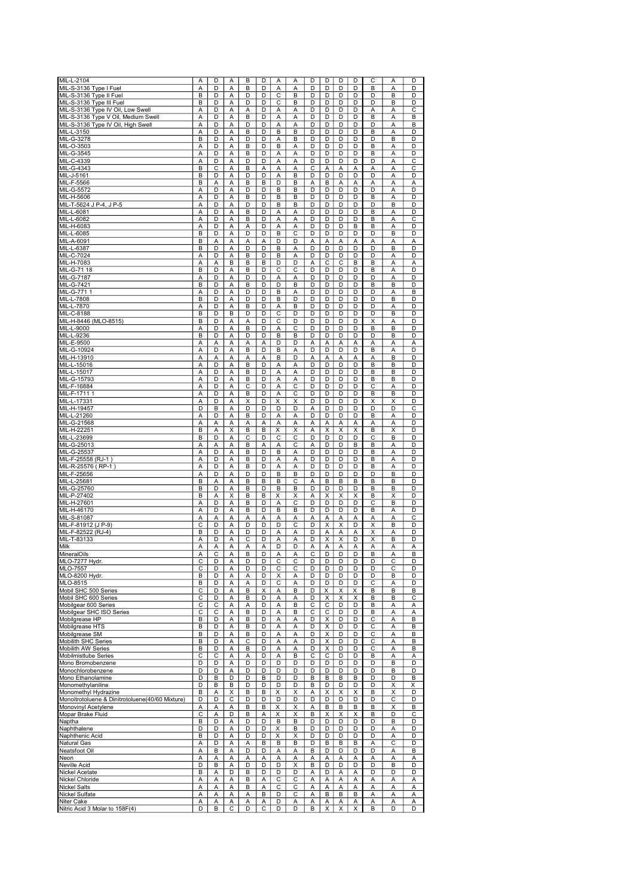| | | | | | | | | | | | | | | |
|---|---|---|---|---|---|---|---|---|---|---|---|---|---|---|
| MIL-L-2104 | A | D | A | B | D | A | A | D | D | D | D | C | A | D |
| MIL-S-3136 Type I Fuel | A | D | A | B | D | A | A | D | D | D | D | B | A | D |
| MIL-S-3136 Type II Fuel | B | D | A | D | D | C | B | D | D | D | D | D | B | D |
| MIL-S-3136 Type III Fuel | B | D | A | D | D | C | B | D | D | D | D | D | B | D |
| MIL-S-3136 Type IV Oil, Low Swell | A | D | A | A | D | A | A | D | D | D | D | A | A | C |
| MIL-S-3136 Type V Oil, Medium Swell | A | D | A | B | D | A | A | D | D | D | D | B | A | B |
| MIL-S-3136 Type IV Oil, High Swell | A | D | A | D | D | A | A | D | D | D | D | D | A | B |
| MIL-L-3150 | A | D | A | B | D | B | B | D | D | D | D | B | A | D |
| MIL-G-3278 | B | D | A | D | D | A | B | D | D | D | D | D | B | D |
| MIL-O-3503 | A | D | A | B | D | B | A | D | D | D | D | B | A | D |
| MIL-G-3545 | A | D | A | B | D | A | A | D | D | D | D | B | A | D |
| MIL-C-4339 | A | D | A | D | D | A | A | D | D | D | D | D | A | C |
| MIL-G-4343 | B | C | A | B | A | A | A | C | A | A | A | A | A | C |
| MIL-J-5161 | B | D | A | D | D | A | B | D | D | D | D | D | A | D |
| MIL-F-5566 | B | A | A | B | B | D | B | A | B | A | A | A | A | A |
| MIL-G-5572 | A | D | A | D | D | B | B | D | D | D | D | D | A | D |
| MIL-H-5606 | A | D | A | B | D | B | B | D | D | D | D | B | A | D |
| MIL-T-5624 J P-4, J P-5 | A | D | A | D | D | B | B | D | D | D | D | D | B | D |
| MIL-L-6081 | A | D | A | B | D | A | A | D | D | D | D | B | A | D |
| MIL-L-6082 | A | D | A | B | D | A | A | D | D | D | D | B | A | C |
| MIL-H-6083 | A | D | A | A | D | A | A | D | D | D | B | B | A | D |
| MIL-L-6085 | B | D | A | D | D | B | C | D | D | D | D | D | B | D |
| MIL-A-6091 | B | A | A | A | A | D | D | A | A | A | A | A | A | A |
| MIL-L-6387 | B | D | A | D | D | B | A | D | D | D | D | D | B | D |
| MIL-C-7024 | A | D | A | B | D | B | A | D | D | D | D | D | A | D |
| MIL-H-7083 | A | A | B | B | B | D | D | A | C | C | B | B | A | A |
| MIL-G-71 18 | B | D | A | B | D | C | C | D | D | D | D | B | A | D |
| MIL-G-7187 | A | D | A | D | D | A | A | D | D | D | D | D | A | D |
| MIL-G-7421 | B | D | A | B | D | D | B | D | D | D | D | B | B | D |
| MIL-G-771 1 | A | D | A | D | D | B | A | D | D | D | D | D | A | B |
| MIL-L-7808 | B | D | A | D | D | B | D | D | D | D | D | D | B | D |
| MIL-L-7870 | A | D | A | B | D | A | B | D | D | D | D | D | A | D |
| MIL-C-8188 | B | D | B | D | D | C | D | D | D | D | D | D | B | D |
| MIL-H-8446 (MLO-8515) | B | D | A | A | D | C | D | D | D | D | D | X | A | D |
| MIL-L-9000 | A | D | A | B | D | A | C | D | D | D | D | B | B | D |
| MIL-L-9236 | B | D | A | D | D | B | B | D | D | D | D | D | B | D |
| MIL-E-9500 | A | A | A | A | A | D | D | A | A | A | A | A | A | A |
| MIL-G-10924 | A | D | A | B | D | B | A | D | D | D | D | B | A | D |
| MIL-H-13910 | A | A | A | A | A | B | D | A | A | A | A | A | B | D |
| MIL-L-15016 | A | D | A | B | D | A | A | D | D | D | D | B | B | D |
| MIL-L-15017 | A | D | A | B | D | A | A | D | D | D | D | B | B | D |
| MIL-G-15793 | A | D | A | B | D | A | A | D | D | D | D | B | B | D |
| MIL-F-16884 | A | D | A | C | D | A | C | D | D | D | D | C | A | D |
| MIL-F-1711 1 | A | D | A | B | D | A | C | D | D | D | D | B | B | D |
| MIL-L-17331 | A | D | A | X | D | X | X | D | D | D | D | X | X | D |
| MIL-H-19457 | D | B | A | D | D | D | D | A | D | D | D | D | D | C |
| MIL-L-21260 | A | D | A | B | D | A | A | D | D | D | D | B | A | D |
| MIL-G-21568 | A | A | A | A | A | A | A | A | A | A | A | A | A | D |
| MIL-H-22251 | B | A | X | B | B | X | X | A | X | X | X | B | X | D |
| MIL-L-23699 | B | D | A | C | D | C | C | D | D | D | D | C | B | D |
| MIL-G-25013 | A | A | A | B | A | A | C | A | D | D | B | B | A | D |
| MIL-G-25537 | A | D | A | B | D | B | A | D | D | D | D | B | A | D |
| MIL-F-25558 (RJ-1 ) | A | D | A | B | D | A | A | D | D | D | D | B | A | D |
| MIL-R-25576 ( RP-1 ) | A | D | A | B | D | A | A | D | D | D | D | B | A | D |
| MIL-F-25656 | A | D | A | D | D | B | B | D | D | D | D | D | B | D |
| MIL-L-25681 | B | A | A | B | B | B | C | A | B | B | B | B | B | D |
| MIL-G-25760 | B | D | A | B | D | B | B | D | D | D | D | B | B | D |
| MIL-P-27402 | B | A | X | B | B | X | X | A | X | X | X | B | X | D |
| MIL-H-27601 | A | D | A | B | D | A | C | D | D | D | D | C | B | D |
| MIL-H-46170 | A | D | A | B | D | B | B | D | D | D | D | B | A | D |
| MIL-S-81087 | A | A | A | A | A | A | A | A | A | A | A | A | A | C |
| MIL-F-81912 (J P-9) | C | D | A | D | D | D | C | D | X | X | D | X | B | D |
| MIL-F-82522 (RJ-4) | B | D | A | D | D | A | A | D | A | A | A | X | A | D |
| MIL-T-83133 | A | D | A | C | D | A | A | D | X | X | D | X | B | D |
| Milk | A | A | A | A | A | D | D | A | A | A | A | A | A | A |
| MineralOils | A | C | A | B | D | A | A | C | D | D | D | B | A | B |
| MLO-7277 Hydr. | C | D | A | D | D | C | C | D | D | D | D | D | C | D |
| MLO-7557 | C | D | A | D | D | C | C | D | D | D | D | D | C | D |
| MLO-8200 Hydr. | B | D | A | A | D | X | A | D | D | D | D | D | B | D |
| MLO-8515 | B | D | A | A | D | C | A | D | D | D | D | C | A | D |
| Mobil SHC 500 Series | C | D | A | B | X | A | B | D | X | X | X | B | B | B |
| Mobil SHC 600 Series | C | D | A | B | D | A | A | D | X | X | X | B | B | C |
| Mobilgear 600 Series | C | C | A | A | D | A | B | C | C | D | D | B | A | A |
| Mobilgear SHC ISO Series | C | C | A | B | D | A | B | C | C | D | D | B | A | A |
| Mobilgrease HP | B | D | A | B | D | A | A | D | X | D | D | C | A | B |
| Mobilgrease HTS | B | D | A | B | D | A | A | D | X | D | D | C | A | B |
| Mobilgrease SM | B | D | A | B | D | A | A | D | X | D | D | C | A | B |
| Mobilith SHC Series | B | D | A | C | D | A | A | D | X | D | D | C | A | B |
| Mobilith AW Series | B | D | A | B | D | A | A | D | X | D | D | C | A | B |
| Mobilmistlube Series | C | C | A | A | D | A | B | C | C | D | D | B | A | A |
| Mono Bromobenzene | D | D | A | D | D | D | D | D | D | D | D | D | B | D |
| Monochlorobenzene | D | D | A | D | D | D | D | D | D | D | D | D | B | D |
| Mono Ethanolamine | D | B | D | D | B | D | D | B | B | B | B | D | D | B |
| Monomethylaniline | D | B | B | D | D | D | D | B | D | D | D | D | X | X |
| Monomethyl Hydrazine | B | A | X | B | B | X | X | A | X | X | X | B | X | D |
| Monoitrotoluene & Dinitrotoluene(40/60 Mixture) | D | D | C | D | D | D | D | D | D | D | D | D | C | D |
| Monovinyl Acetylene | A | A | A | B | B | X | X | A | B | B | B | B | X | B |
| Mopar Brake Fluid | C | A | D | B | A | X | X | B | X | X | X | B | D | C |
| Naptha | B | D | A | D | D | B | B | D | D | D | D | D | B | D |
| Naphthalene | D | D | A | D | D | X | B | D | D | D | D | D | A | D |
| Naphthenic Acid | B | D | A | D | D | X | X | D | D | D | D | D | A | D |
| Natural Gas | A | D | A | A | B | B | B | D | B | B | B | A | C | D |
| Neatsfoot Oil | A | B | A | D | D | A | A | B | D | D | D | D | A | B |
| Neon | A | A | A | A | A | A | A | A | A | A | A | A | A | A |
| Neville Acid | D | B | A | D | D | D | X | B | D | D | D | D | B | D |
| Nickel Acetate | B | A | D | B | D | D | D | A | D | A | A | D | D | D |
| Nickel Chloride | A | A | A | B | A | C | C | A | A | A | A | A | A | A |
| Nickel Salts | A | A | A | B | A | C | C | A | A | A | A | A | A | A |
| Nickel Sulfate | A | A | A | A | B | D | C | A | B | B | B | A | A | A |
| Niter Cake | A | A | A | A | A | D | A | A | A | A | A | A | A | A |
| Nitric Acid 3 Molar to 158F(4) | D | B | C | D | C | D | D | B | X | X | X | B | D | D |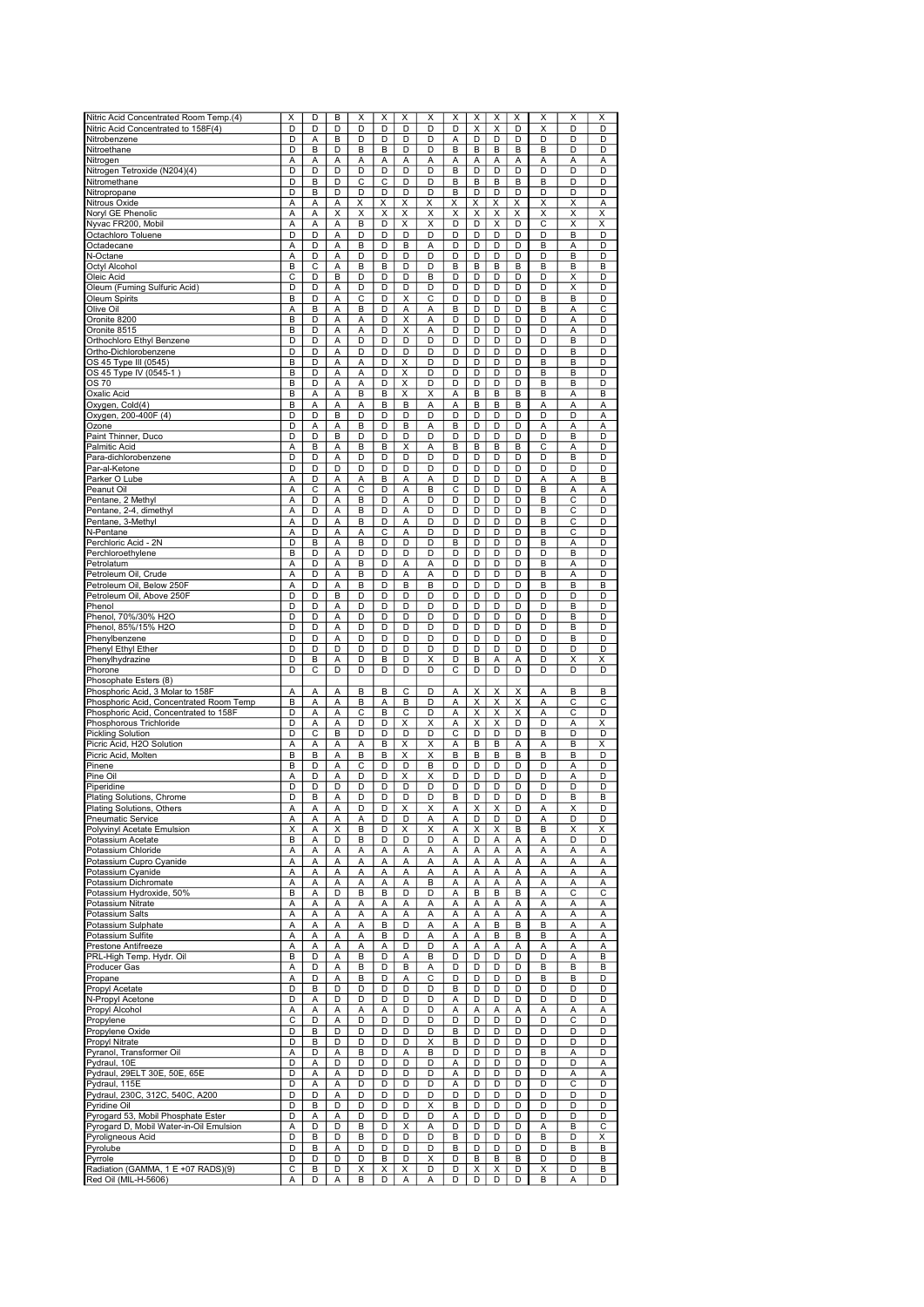| | | | | | | | | | | | | | | |
|---|---|---|---|---|---|---|---|---|---|---|---|---|---|---|
| Nitric Acid Concentrated Room Temp.(4) | X | D | B | X | X | X | X | X | X | X | X | X | X | X |
| Nitric Acid Concentrated to 158F(4) | D | D | D | D | D | D | D | D | X | X | D | X | D | D |
| Nitrobenzene | D | A | B | D | D | D | D | A | D | D | D | D | D | D |
| Nitroethane | D | B | D | B | B | D | D | B | B | B | B | B | D | D |
| Nitrogen | A | A | A | A | A | A | A | A | A | A | A | A | A | A |
| Nitrogen Tetroxide (N204)(4) | D | D | D | D | D | D | D | B | D | D | D | D | D | D |
| Nitromethane | D | B | D | C | C | D | D | B | B | B | B | B | D | D |
| Nitropropane | D | B | D | D | D | D | D | B | D | D | D | D | D | D |
| Nitrous Oxide | A | A | A | X | X | X | X | X | X | X | X | X | X | A |
| Noryl GE Phenolic | A | A | X | X | X | X | X | X | X | X | X | X | X | X |
| Nyvac FR200, Mobil | A | A | A | B | D | X | X | D | D | X | D | C | X | X |
| Octachloro Toluene | D | D | A | D | D | D | D | D | D | D | D | D | B | D |
| Octadecane | A | D | A | B | D | B | A | D | D | D | D | B | A | D |
| N-Octane | A | D | A | D | D | D | D | D | D | D | D | D | B | D |
| Octyl Alcohol | B | C | A | B | B | D | D | B | B | B | B | B | B | B |
| Oleic Acid | C | D | B | D | D | D | B | D | D | D | D | D | X | D |
| Oleum (Fuming Sulfuric Acid) | D | D | A | D | D | D | D | D | D | D | D | D | X | D |
| Oleum Spirits | B | D | A | C | D | X | C | D | D | D | D | B | B | D |
| Olive Oil | A | B | A | B | D | A | A | B | D | D | D | B | A | C |
| Oronite 8200 | B | D | A | A | D | X | A | D | D | D | D | D | A | D |
| Oronite 8515 | B | D | A | A | D | X | A | D | D | D | D | D | A | D |
| Orthochloro Ethyl Benzene | D | D | A | D | D | D | D | D | D | D | D | D | B | D |
| Ortho-Dichlorobenzene | D | D | A | D | D | D | D | D | D | D | D | D | B | D |
| OS 45 Type III (0545) | B | D | A | A | D | X | D | D | D | D | D | B | B | D |
| OS 45 Type IV (0545-1 ) | B | D | A | A | D | X | D | D | D | D | D | B | B | D |
| OS 70 | B | D | A | A | D | X | D | D | D | D | D | B | B | D |
| Oxalic Acid | B | A | A | B | B | X | X | A | B | B | B | B | A | B |
| Oxygen, Cold(4) | B | A | A | A | B | B | A | A | B | B | B | A | A | A |
| Oxygen, 200-400F (4) | D | D | B | D | D | D | D | D | D | D | D | D | D | A |
| Ozone | D | A | A | B | D | B | A | B | D | D | D | A | A | A |
| Paint Thinner, Duco | D | D | B | D | D | D | D | D | D | D | D | D | B | D |
| Palmitic Acid | A | B | A | B | B | X | A | B | B | B | B | C | A | D |
| Para-dichlorobenzene | D | D | A | D | D | D | D | D | D | D | D | D | B | D |
| Par-al-Ketone | D | D | D | D | D | D | D | D | D | D | D | D | D | D |
| Parker O Lube | A | D | A | A | B | A | A | D | D | D | D | A | A | B |
| Peanut Oil | A | C | A | C | D | A | B | C | D | D | D | B | A | A |
| Pentane, 2 Methyl | A | D | A | B | D | A | D | D | D | D | D | B | C | D |
| Pentane, 2-4, dimethyl | A | D | A | B | D | A | D | D | D | D | D | B | C | D |
| Pentane, 3-Methyl | A | D | A | B | D | A | D | D | D | D | D | B | C | D |
| N-Pentane | A | D | A | A | C | A | D | D | D | D | D | B | C | D |
| Perchloric Acid - 2N | D | B | A | B | D | D | D | B | D | D | D | B | A | D |
| Perchloroethylene | B | D | A | D | D | D | D | D | D | D | D | D | B | D |
| Petrolatum | A | D | A | B | D | A | A | D | D | D | D | B | A | D |
| Petroleum Oil, Crude | A | D | A | B | D | A | A | D | D | D | D | B | A | D |
| Petroleum Oil, Below 250F | A | D | A | B | D | B | B | D | D | D | D | B | B | B |
| Petroleum Oil, Above 250F | D | D | B | D | D | D | D | D | D | D | D | D | D | D |
| Phenol | D | D | A | D | D | D | D | D | D | D | D | D | B | D |
| Phenol, 70%/30% H2O | D | D | A | D | D | D | D | D | D | D | D | D | B | D |
| Phenol, 85%/15% H2O | D | D | A | D | D | D | D | D | D | D | D | D | B | D |
| Phenylbenzene | D | D | A | D | D | D | D | D | D | D | D | D | B | D |
| Phenyl Ethyl Ether | D | D | D | D | D | D | D | D | D | D | D | D | D | D |
| Phenylhydrazine | D | B | A | D | B | D | X | D | B | A | A | D | X | X |
| Phorone | D | C | D | D | D | D | D | C | D | D | D | D | D | D |
| Phosophate Esters (8) | | | | | | | | | | | | | | |
| Phosphoric Acid, 3 Molar to 158F | A | A | A | B | B | C | D | A | X | X | X | A | B | B |
| Phosphoric Acid, Concentrated Room Temp | B | A | A | B | A | B | D | A | X | X | X | A | C | C |
| Phosphoric Acid, Concentrated to 158F | D | A | A | C | B | C | D | A | X | X | X | A | C | D |
| Phosphorous Trichloride | D | A | A | D | D | X | X | A | X | X | D | D | A | X |
| Pickling Solution | D | C | B | D | D | D | D | C | D | D | D | B | D | D |
| Picric Acid, H2O Solution | A | A | A | A | B | X | X | A | B | B | A | A | B | X |
| Picric Acid, Molten | B | B | A | B | B | X | X | B | B | B | B | B | B | D |
| Pinene | B | D | A | C | D | D | B | D | D | D | D | D | A | D |
| Pine Oil | A | D | A | D | D | X | X | D | D | D | D | D | A | D |
| Piperidine | D | D | D | D | D | D | D | D | D | D | D | D | D | D |
| Plating Solutions, Chrome | D | B | A | D | D | D | D | B | D | D | D | D | B | B |
| Plating Solutions, Others | A | A | A | A | D | X | X | A | X | X | D | A | X | D |
| Pneumatic Service | A | A | A | A | D | D | A | A | D | D | D | A | D | D |
| Polyvinyl Acetate Emulsion | X | A | X | B | D | X | X | A | X | X | B | B | X | X |
| Potassium Acetate | B | A | D | B | D | D | D | A | D | A | A | A | D | D |
| Potassium Chloride | A | A | A | A | A | A | A | A | A | A | A | A | A | A |
| Potassium Cupro Cyanide | A | A | A | A | A | A | A | A | A | A | A | A | A | A |
| Potassium Cyanide | A | A | A | A | A | A | A | A | A | A | A | A | A | A |
| Potassium Dichromate | A | A | A | A | A | A | B | A | A | A | A | A | A | A |
| Potassium Hydroxide, 50% | B | A | D | B | B | D | D | A | B | B | B | A | C | C |
| Potassium Nitrate | A | A | A | A | A | A | A | A | A | A | A | A | A | A |
| Potassium Salts | A | A | A | A | A | A | A | A | A | A | A | A | A | A |
| Potassium Sulphate | A | A | A | A | B | D | A | A | A | B | B | B | A | A |
| Potassium Sulfite | A | A | A | A | B | D | A | A | A | B | B | B | A | A |
| Prestone Antifreeze | A | A | A | A | A | D | D | A | A | A | A | A | A | A |
| PRL-High Temp. Hydr. Oil | B | D | A | B | D | A | B | D | D | D | D | D | A | B |
| Producer Gas | A | D | A | B | D | B | A | D | D | D | D | B | B | B |
| Propane | A | D | A | B | D | A | C | D | D | D | D | B | B | D |
| Propyl Acetate | D | B | D | D | D | D | D | B | D | D | D | D | D | D |
| N-Propyl Acetone | D | A | D | D | D | D | D | A | D | D | D | D | D | D |
| Propyl Alcohol | A | A | A | A | A | D | D | A | A | A | A | A | A | A |
| Propylene | C | D | A | D | D | D | D | D | D | D | D | D | C | D |
| Propylene Oxide | D | B | D | D | D | D | D | B | D | D | D | D | D | D |
| Propyl Nitrate | D | B | D | D | D | D | X | B | D | D | D | D | D | D |
| Pyranol, Transformer Oil | A | D | A | B | D | A | B | D | D | D | D | B | A | D |
| Pydraul, 10E | D | A | D | D | D | D | D | A | D | D | D | D | D | A |
| Pydraul, 29ELT 30E, 50E, 65E | D | A | A | D | D | D | D | A | D | D | D | D | A | A |
| Pydraul, 115E | D | A | A | D | D | D | D | A | D | D | D | D | C | D |
| Pydraul, 230C, 312C, 540C, A200 | D | D | A | D | D | D | D | D | D | D | D | D | D | D |
| Pyridine Oil | D | B | D | D | D | D | X | B | D | D | D | D | D | D |
| Pyrogard 53, Mobil Phosphate Ester | D | A | A | D | D | D | D | A | D | D | D | D | D | D |
| Pyrogard D, Mobil Water-in-Oil Emulsion | A | D | D | B | D | X | A | D | D | D | D | A | B | C |
| Pyroligneous Acid | D | B | D | B | D | D | D | B | D | D | D | B | D | X |
| Pyrolube | D | B | A | D | D | D | D | B | D | D | D | D | B | B |
| Pyrrole | D | D | D | D | B | D | X | D | B | B | B | D | D | B |
| Radiation (GAMMA, 1 E +07 RADS)(9) | C | B | D | X | X | X | D | D | X | X | D | X | D | B |
| Red Oil (MIL-H-5606) | A | D | A | B | D | A | A | D | D | D | D | B | A | D |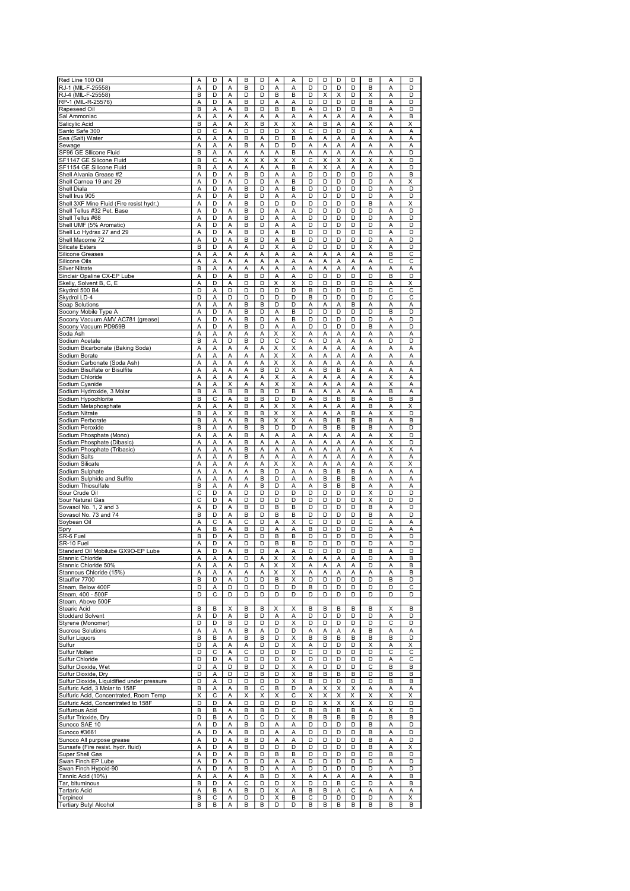| | | | | | | | | | | | | | | |
|---|---|---|---|---|---|---|---|---|---|---|---|---|---|---|
| Red Line 100 Oil | A | D | A | B | D | A | A | D | D | D | D | B | A | D |
| RJ-1 (MIL-F-25558) | A | D | A | B | D | A | A | D | D | D | D | B | A | D |
| RJ-4 (MIL-F-25558) | B | D | A | D | D | B | B | D | X | X | D | X | A | D |
| RP-1 (MIL-R-25576) | A | D | A | B | D | A | A | D | D | D | D | B | A | D |
| Rapeseed Oil | B | A | A | B | D | B | B | A | D | D | D | B | A | D |
| Sal Ammoniac | A | A | A | A | A | A | A | A | A | A | A | A | A | B |
| Salicylic Acid | B | A | A | X | B | X | X | A | B | A | A | X | A | X |
| Santo Safe 300 | D | C | A | D | D | D | X | C | D | D | D | X | A | A |
| Sea (Salt) Water | A | A | A | B | A | D | B | A | A | A | A | A | A | A |
| Sewage | A | A | A | B | A | D | D | A | A | A | A | A | A | A |
| SF96 GE SIlicone Fluid | B | A | A | A | A | A | B | A | A | A | A | A | A | D |
| SF1147 GE Silicone Fluid | B | C | A | X | X | X | X | C | X | X | X | X | X | D |
| SF1154 GE Silicone Fluid | B | A | A | A | A | A | B | A | X | A | A | A | A | D |
| Shell Alvania Grease #2 | A | D | A | B | D | A | A | D | D | D | D | D | A | B |
| Shell Carnea 19 and 29 | A | D | A | D | D | A | B | D | D | D | D | D | A | X |
| Shell Diala | A | D | A | B | D | A | B | D | D | D | D | D | A | D |
| Shell Irus 905 | A | D | A | B | D | A | A | D | D | D | D | D | A | D |
| Shell 3XF Mine Fluid (Fire resist hydr.) | A | D | A | B | D | D | D | D | D | D | D | B | A | X |
| Shell Tellus #32 Pet. Base | A | D | A | B | D | A | A | D | D | D | D | D | A | D |
| Shell Tellus #68 | A | D | A | B | D | A | A | D | D | D | D | D | A | D |
| Shell UMF (5% Aromatic) | A | D | A | B | D | A | A | D | D | D | D | D | A | D |
| Shell Lo Hydrax 27 and 29 | A | D | A | B | D | A | B | D | D | D | D | D | A | D |
| Shell Macome 72 | A | D | A | B | D | A | B | D | D | D | D | D | A | D |
| Silicate Esters | B | D | A | A | D | X | A | D | D | D | D | X | A | D |
| Silicone Greases | A | A | A | A | A | A | A | A | A | A | A | A | B | C |
| Silicone Oils | A | A | A | A | A | A | A | A | A | A | A | A | C | C |
| Silver Nitrate | B | A | A | A | A | A | A | A | A | A | A | A | A | A |
| Sinclair Opaline CX-EP Lube | A | D | A | B | D | A | A | D | D | D | D | D | B | D |
| Skelly, Solvent B, C, E | A | D | A | D | D | X | X | D | D | D | D | D | A | X |
| Skydrol 500 B4 | D | A | D | D | D | D | D | B | D | D | D | D | C | C |
| Skydrol LD-4 | D | A | D | D | D | D | D | B | D | D | D | D | C | C |
| Soap Solutions | A | A | A | B | B | D | D | A | A | A | B | A | A | A |
| Socony Mobile Type A | A | D | A | B | D | A | B | D | D | D | D | D | B | D |
| Socony Vacuum AMV AC781 (grease) | A | D | A | B | D | A | B | D | D | D | D | D | A | D |
| Socony Vacuum PD959B | A | D | A | B | D | A | A | D | D | D | D | B | A | D |
| Soda Ash | A | A | A | A | A | X | X | A | A | A | A | A | A | A |
| Sodium Acetate | B | A | D | B | D | C | C | A | D | A | A | A | D | D |
| Sodium Bicarbonate (Baking Soda) | A | A | A | A | A | X | X | A | A | A | A | A | A | A |
| Sodium Borate | A | A | A | A | A | X | X | A | A | A | A | A | A | A |
| Sodium Carbonate (Soda Ash) | A | A | A | A | A | X | X | A | A | A | A | A | A | A |
| Sodium Bisulfate or Bisulfite | A | A | A | A | B | D | X | A | B | B | A | A | A | A |
| Sodium Chloride | A | A | A | A | A | X | A | A | A | A | A | A | X | A |
| Sodium Cyanide | A | A | X | A | A | X | X | A | A | A | A | A | X | A |
| Sodium Hydroxide, 3 Molar | B | A | B | B | B | D | B | A | A | A | A | A | B | A |
| Sodium Hypochlorite | B | C | A | B | B | D | D | A | B | B | B | A | B | B |
| Sodium Metaphosphate | A | A | A | B | A | X | X | A | A | A | A | B | A | X |
| Sodium Nitrate | B | A | X | B | B | X | X | A | A | A | B | A | X | D |
| Sodium Perborate | B | A | A | B | B | X | X | A | B | B | B | B | A | B |
| Sodium Peroxide | B | A | A | B | B | D | D | A | B | B | B | B | A | D |
| Sodium Phosphate (Mono) | A | A | A | B | A | A | A | A | A | A | A | A | X | D |
| Sodium Phosphate (Dibasic) | A | A | A | B | A | A | A | A | A | A | A | A | X | D |
| Sodium Phosphate (Tribasic) | A | A | A | B | A | A | A | A | A | A | A | A | X | A |
| Sodium Salts | A | A | A | B | A | A | A | A | A | A | A | A | A | A |
| Sodium Silicate | A | A | A | A | A | X | X | A | A | A | A | A | X | X |
| Sodium Sulphate | A | A | A | A | B | D | A | A | B | B | B | A | A | A |
| Sodium Sulphide and Sulfite | A | A | A | A | B | D | A | A | B | B | B | A | A | A |
| Sodium Thiosulfate | B | A | A | A | B | D | A | A | B | B | B | A | A | A |
| Sour Crude Oil | C | D | A | D | D | D | D | D | D | D | D | X | D | D |
| Sour Natural Gas | C | D | A | D | D | D | D | D | D | D | D | X | D | D |
| Sovasol No. 1, 2 and 3 | A | D | A | B | D | B | B | D | D | D | D | B | A | D |
| Sovasol No. 73 and 74 | B | D | A | B | D | B | B | D | D | D | D | B | A | D |
| Soybean Oil | A | C | A | C | D | A | X | C | D | D | D | C | A | A |
| Spry | A | B | A | B | D | A | A | B | D | D | D | D | A | A |
| SR-6 Fuel | B | D | A | D | D | B | B | D | D | D | D | D | A | D |
| SR-10 Fuel | A | D | A | D | D | B | B | D | D | D | D | D | A | D |
| Standard Oil Mobilube GX9O-EP Lube | A | D | A | B | D | A | A | D | D | D | D | B | A | D |
| Stannic Chloride | A | A | A | D | A | X | X | A | A | A | A | D | A | B |
| Stannic Chloride 50% | A | A | A | D | A | X | X | A | A | A | A | D | A | B |
| Stannous Chloride (15%) | A | A | A | A | A | X | X | A | A | A | A | A | A | B |
| Stauffer 7700 | B | D | A | D | D | B | X | D | D | D | D | D | B | D |
| Steam, Below 400F | D | A | D | D | D | D | D | B | D | D | D | D | D | C |
| Steam, 400 - 500F | D | C | D | D | D | D | D | D | D | D | D | D | D | D |
| Steam, Above 500F | | | | | | | | | | | | | | |
| Stearic Acid | B | B | X | B | B | X | X | B | B | B | B | B | X | B |
| Stoddard Solvent | A | D | A | B | D | A | A | D | D | D | D | D | A | D |
| Styrene (Monomer) | D | D | B | D | D | D | X | D | D | D | D | D | C | D |
| Sucrose Solutions | A | A | A | B | A | D | D | A | A | A | A | B | A | A |
| Sulfur Liquors | B | B | A | B | B | D | X | B | B | B | B | B | B | D |
| Sulfur | D | A | A | A | D | D | X | A | D | D | D | X | A | X |
| Sulfur Molten | D | C | A | C | D | D | D | C | D | D | D | D | C | C |
| Sulfur Chloride | D | D | A | D | D | D | X | D | D | D | D | D | A | C |
| Sulfur Dioxide, Wet | D | A | D | B | D | D | X | A | D | D | D | C | B | B |
| Sulfur Dioxide, Dry | D | A | D | D | B | D | X | B | B | B | B | D | B | B |
| Sulfur Dioxide, Liquidified under pressure | D | A | D | D | D | D | X | B | D | D | D | D | B | B |
| Sulfuric Acid, 3 Molar to 158F | B | A | A | B | C | B | D | A | X | X | X | A | A | A |
| Sulfuric Acid, Concentrated, Room Temp | X | C | A | X | X | X | C | X | X | X | X | X | X | X |
| Sulfuric Acid, Concentrated to 158F | D | D | A | D | D | D | D | D | X | X | X | X | D | D |
| Sulfurous Acid | B | B | A | B | B | D | C | B | B | B | B | A | X | D |
| Sulfur Trioxide, Dry | D | B | A | D | C | D | X | B | B | B | B | D | B | B |
| Sunoco SAE 10 | A | D | A | B | D | A | A | D | D | D | D | B | A | D |
| Sunoco #3661 | A | D | A | B | D | A | A | D | D | D | D | B | A | D |
| Sunoco All purpose grease | A | D | A | B | D | A | A | D | D | D | D | B | A | D |
| Sunsafe (Fire resist. hydr. fluid) | A | D | A | B | D | D | D | D | D | D | D | B | A | X |
| Super Shell Gas | A | D | A | B | D | B | B | D | D | D | D | D | B | D |
| Swan Finch EP Lube | A | D | A | D | D | A | A | D | D | D | D | D | A | D |
| Swan Finch Hypoid-90 | A | D | A | B | D | A | A | D | D | D | D | D | A | D |
| Tannic Acid (10%) | A | A | A | A | B | D | X | A | A | A | A | A | A | B |
| Tar, bituminous | B | D | A | C | D | D | X | D | B | C | C | D | A | B |
| Tartaric Acid | A | B | A | B | D | X | A | B | B | A | C | A | A | A |
| Terpineol | B | C | A | D | D | X | B | C | D | D | D | D | A | X |
| Tertiary Butyl Alcohol | B | B | A | B | B | D | D | B | B | B | B | B | B | B |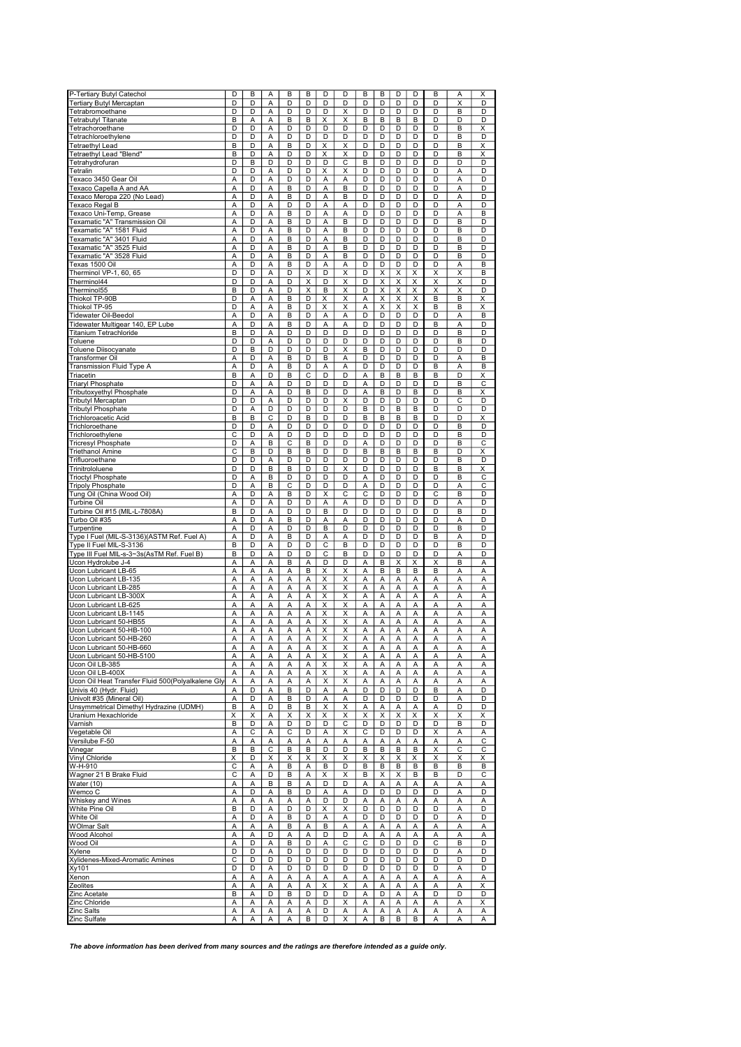| | | | | | | | | | | | | | | |
|---|---|---|---|---|---|---|---|---|---|---|---|---|---|---|
| P-Tertiary Butyl Catechol | D | B | A | B | B | D | D | B | B | D | D | B | A | X |
| Tertiary Butyl Mercaptan | D | D | A | D | D | D | D | D | D | D | D | D | X | D |
| Tetrabromoethane | D | D | A | D | D | D | X | D | D | D | D | D | B | D |
| Tetrabutyl Titanate | B | A | A | B | B | X | X | B | B | B | B | D | D | D |
| Tetrachoroethane | D | D | A | D | D | D | D | D | D | D | D | D | B | X |
| Tetrachloroethylene | D | D | A | D | D | D | D | D | D | D | D | D | B | D |
| Tetraethyl Lead | B | D | A | B | D | X | X | D | D | D | D | D | B | X |
| Tetraethyl Lead "Blend" | B | D | A | D | D | X | X | D | D | D | D | D | B | X |
| Tetrahydrofuran | D | B | D | D | D | D | C | B | D | D | D | D | D | D |
| Tetralin | D | D | A | D | D | X | X | D | D | D | D | D | A | D |
| Texaco 3450 Gear Oil | A | D | A | D | D | A | A | D | D | D | D | D | A | D |
| Texaco Capella A and AA | A | D | A | B | D | A | B | D | D | D | D | D | A | D |
| Texaco Meropa 220 (No Lead) | A | D | A | B | D | A | B | D | D | D | D | D | A | D |
| Texaco Regal B | A | D | A | D | D | A | A | D | D | D | D | D | A | D |
| Texaco Uni-Temp, Grease | A | D | A | B | D | A | A | D | D | D | D | D | A | B |
| Texamatic "A" Transmission Oil | A | D | A | B | D | A | B | D | D | D | D | D | B | D |
| Texamatic "A" 1581 Fluid | A | D | A | B | D | A | B | D | D | D | D | D | B | D |
| Texamatic "A" 3401 Fluid | A | D | A | B | D | A | B | D | D | D | D | D | B | D |
| Texamatic "A" 3525 Fluid | A | D | A | B | D | A | B | D | D | D | D | D | B | D |
| Texamatic "A" 3528 Fluid | A | D | A | B | D | A | B | D | D | D | D | D | B | D |
| Texas 1500 Oil | A | D | A | B | D | A | A | D | D | D | D | D | A | B |
| Therminol VP-1, 60, 65 | D | D | A | D | X | D | X | D | X | X | X | X | X | B |
| Therminol44 | D | D | A | D | X | D | X | D | X | X | X | X | X | D |
| Therminol55 | B | D | A | D | X | B | X | D | X | X | X | X | X | D |
| Thiokol TP-90B | D | A | A | B | D | X | X | A | X | X | X | B | B | X |
| Thiokol TP-95 | D | A | A | B | D | X | X | A | X | X | X | B | B | X |
| Tidewater Oil-Beedol | A | D | A | B | D | A | A | D | D | D | D | D | A | B |
| Tidewater Multigear 140, EP Lube | A | D | A | B | D | A | A | D | D | D | D | B | A | D |
| Titanium Tetrachloride | B | D | A | D | D | D | D | D | D | D | D | D | B | D |
| Toluene | D | D | A | D | D | D | D | D | D | D | D | D | B | D |
| Toluene Diisocyanate | D | B | D | D | D | D | X | B | D | D | D | D | D | D |
| Transformer Oil | A | D | A | B | D | B | A | D | D | D | D | D | A | B |
| Transmission Fluid Type A | A | D | A | B | D | A | A | D | D | D | D | B | A | B |
| Triacetin | B | A | D | B | C | D | D | A | B | B | B | B | D | X |
| Triaryl Phosphate | D | A | A | D | D | D | D | A | D | D | D | D | B | C |
| Tributoxyethyl Phosphate | D | A | A | D | B | D | D | A | B | D | B | D | B | X |
| Tributyl Mercaptan | D | D | A | D | D | D | X | D | D | D | D | D | C | D |
| Tributyl Phosphate | D | A | D | D | D | D | D | B | D | B | B | D | D | D |
| Trichloroacetic Acid | B | B | C | D | B | D | D | B | B | B | B | D | D | X |
| Trichloroethane | D | D | A | D | D | D | D | D | D | D | D | D | B | D |
| Trichloroethylene | C | D | A | D | D | D | D | D | D | D | D | D | B | D |
| Tricresyl Phosphate | D | A | B | C | B | D | D | A | D | D | D | D | B | C |
| Triethanol Amine | C | B | D | B | B | D | D | B | B | B | B | B | D | X |
| Trifluoroethane | D | D | A | D | D | D | D | D | D | D | D | D | B | D |
| Trinitrotoluene | D | D | B | B | D | D | X | D | D | D | D | B | B | X |
| Trioctyl Phosphate | D | A | B | D | D | D | D | A | D | D | D | D | B | C |
| Tripoly Phosphate | D | A | B | C | D | D | D | A | D | D | D | D | A | C |
| Tung Oil (China Wood Oil) | A | D | A | B | D | X | C | C | D | D | D | C | B | D |
| Turbine Oil | A | D | A | D | D | A | A | D | D | D | D | D | A | D |
| Turbine Oil #15 (MIL-L-7808A) | B | D | A | D | D | B | D | D | D | D | D | D | B | D |
| Turbo Oil #35 | A | D | A | B | D | A | A | D | D | D | D | D | A | D |
| Turpentine | A | D | A | D | D | B | D | D | D | D | D | D | B | D |
| Type I Fuel (MIL-S-3136)(ASTM Ref. Fuel A) | A | D | A | B | D | A | A | D | D | D | D | B | A | D |
| Type II Fuel MIL-S-3136 | B | D | A | D | D | C | B | D | D | D | D | D | B | D |
| Type III Fuel MIL-s-3~3s(AsTM Ref. Fuel B) | B | D | A | D | D | C | B | D | D | D | D | D | A | D |
| Ucon Hydrolube J-4 | A | A | A | B | A | D | D | A | B | X | X | X | B | A |
| Ucon Lubricant LB-65 | A | A | A | A | B | X | X | A | B | B | B | B | A | A |
| Ucon Lubricant LB-135 | A | A | A | A | A | X | X | A | A | A | A | A | A | A |
| Ucon Lubricant LB-285 | A | A | A | A | A | X | X | A | A | A | A | A | A | A |
| Ucon Lubricant LB-300X | A | A | A | A | A | X | X | A | A | A | A | A | A | A |
| Ucon Lubricant LB-625 | A | A | A | A | A | X | X | A | A | A | A | A | A | A |
| Ucon Lubricant LB-1145 | A | A | A | A | A | X | X | A | A | A | A | A | A | A |
| Ucon Lubricant 50-HB55 | A | A | A | A | A | X | X | A | A | A | A | A | A | A |
| Ucon Lubricant 50-HB-100 | A | A | A | A | A | X | X | A | A | A | A | A | A | A |
| Ucon Lubricant 50-HB-260 | A | A | A | A | A | X | X | A | A | A | A | A | A | A |
| Ucon Lubricant 50-HB-660 | A | A | A | A | A | X | X | A | A | A | A | A | A | A |
| Ucon Lubricant 50-HB-5100 | A | A | A | A | A | X | X | A | A | A | A | A | A | A |
| Ucon Oil LB-385 | A | A | A | A | A | X | X | A | A | A | A | A | A | A |
| Ucon Oil LB-400X | A | A | A | A | A | X | X | A | A | A | A | A | A | A |
| Ucon Oil Heat Transfer Fluid 500(Polyalkalene Gly | A | A | A | A | A | X | X | A | A | A | A | A | A | A |
| Univis 40 (Hydr. Fluid) | A | D | A | B | D | A | A | D | D | D | D | B | A | D |
| Univolt #35 (Mineral Oil) | A | D | A | B | D | A | A | D | D | D | D | D | A | D |
| Unsymmetrical Dimethyl Hydrazine (UDMH) | B | A | D | B | B | X | X | A | A | A | A | A | D | D |
| Uranium Hexachloride | X | X | A | X | X | X | X | X | X | X | X | X | X | X |
| Varnish | B | D | A | D | D | D | C | D | D | D | D | D | B | D |
| Vegetable Oil | A | C | A | C | D | A | X | C | D | D | D | X | A | A |
| Versilube F-50 | A | A | A | A | A | A | A | A | A | A | A | A | A | C |
| Vinegar | B | B | C | B | B | D | D | B | B | B | B | X | C | C |
| Vinyl Chloride | X | D | X | X | X | X | X | X | X | X | X | X | X | X |
| W-H-910 | C | A | A | B | A | B | D | B | B | B | B | B | B | B |
| Wagner 21 B Brake Fluid | C | A | D | B | A | X | X | B | X | X | B | B | D | C |
| Water (10) | A | A | B | B | A | D | D | A | A | A | A | A | A | A |
| Wemco C | A | D | A | B | D | A | A | D | D | D | D | D | A | D |
| Whiskey and Wines | A | A | A | A | A | D | D | A | A | A | A | A | A | A |
| White Pine Oil | B | D | A | D | D | X | X | D | D | D | D | D | A | D |
| White Oil | A | D | A | B | D | A | A | D | D | D | D | D | A | D |
| WOlmar Salt | A | A | A | B | A | B | A | A | A | A | A | A | A | A |
| Wood Alcohol | A | A | D | A | A | D | D | A | A | A | A | A | A | A |
| Wood Oil | A | D | A | B | D | A | C | C | D | D | D | C | B | D |
| Xylene | D | D | A | D | D | D | D | D | D | D | D | D | A | D |
| Xylidenes-Mixed-Aromatic Amines | C | D | D | D | D | D | D | D | D | D | D | D | D | D |
| Xy101 | D | D | A | D | D | D | D | D | D | D | D | D | A | D |
| Xenon | A | A | A | A | A | A | A | A | A | A | A | A | A | A |
| Zeolites | A | A | A | A | A | X | X | A | A | A | A | A | A | X |
| Zinc Acetate | B | A | D | B | D | D | D | A | D | A | A | D | D | D |
| Zinc Chloride | A | A | A | A | A | D | X | A | A | A | A | A | A | X |
| Zinc Salts | A | A | A | A | A | D | A | A | A | A | A | A | A | A |
| Zinc Sulfate | A | A | A | A | B | D | X | A | B | B | B | A | A | A |

***The above information has been derived from many sources and the ratings are therefore intended as a guide only.***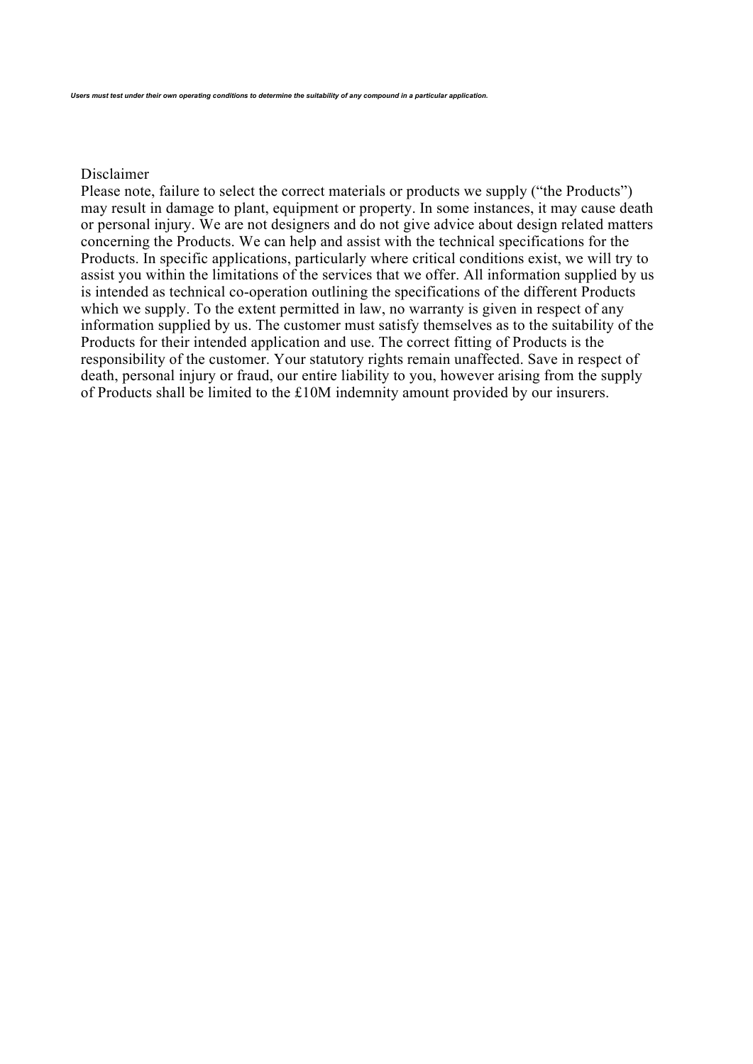***Users must test under their own operating conditions to determine the suitability of any compound in a particular application.***

Disclaimer

Please note, failure to select the correct materials or products we supply ("the Products") may result in damage to plant, equipment or property. In some instances, it may cause death or personal injury. We are not designers and do not give advice about design related matters concerning the Products. We can help and assist with the technical specifications for the Products. In specific applications, particularly where critical conditions exist, we will try to assist you within the limitations of the services that we offer. All information supplied by us is intended as technical co-operation outlining the specifications of the different Products which we supply. To the extent permitted in law, no warranty is given in respect of any information supplied by us. The customer must satisfy themselves as to the suitability of the Products for their intended application and use. The correct fitting of Products is the responsibility of the customer. Your statutory rights remain unaffected. Save in respect of death, personal injury or fraud, our entire liability to you, however arising from the supply of Products shall be limited to the £10M indemnity amount provided by our insurers.